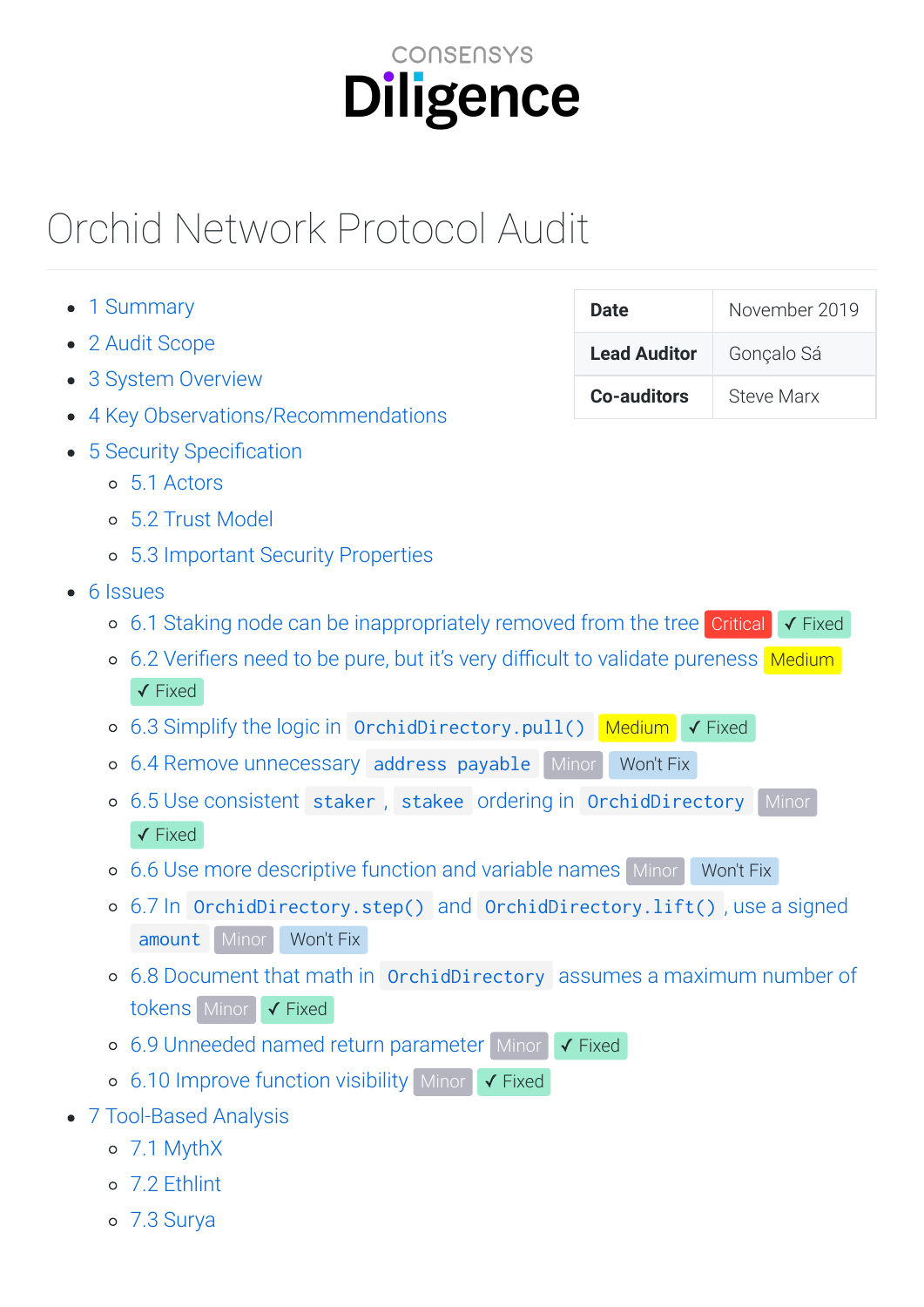CONSENSYS

**Diligence**

# Orchid Network Protocol Audit

| **Date** | November 2019 |
| --- | --- |
| **Lead Auditor** | Gonçalo Sá |
| **Co-auditors** | Steve Marx |

- 1 Summary
- 2 Audit Scope
- 3 System Overview
- 4 Key Observations/Recommendations
- 5 Security Specification
  - 5.1 Actors
  - 5.2 Trust Model
  - 5.3 Important Security Properties
- 6 Issues
  - 6.1 Staking node can be inappropriately removed from the tree Critical ✓ Fixed
  - 6.2 Verifiers need to be pure, but it's very difficult to validate pureness Medium ✓ Fixed
  - 6.3 Simplify the logic in `OrchidDirectory.pull()` Medium ✓ Fixed
  - 6.4 Remove unnecessary `address payable` Minor Won't Fix
  - 6.5 Use consistent `staker`, `stakee` ordering in `OrchidDirectory` Minor ✓ Fixed
  - 6.6 Use more descriptive function and variable names Minor Won't Fix
  - 6.7 In `OrchidDirectory.step()` and `OrchidDirectory.lift()`, use a signed `amount` Minor Won't Fix
  - 6.8 Document that math in `OrchidDirectory` assumes a maximum number of tokens Minor ✓ Fixed
  - 6.9 Unneeded named return parameter Minor ✓ Fixed
  - 6.10 Improve function visibility Minor ✓ Fixed
- 7 Tool-Based Analysis
  - 7.1 MythX
  - 7.2 Ethlint
  - 7.3 Surya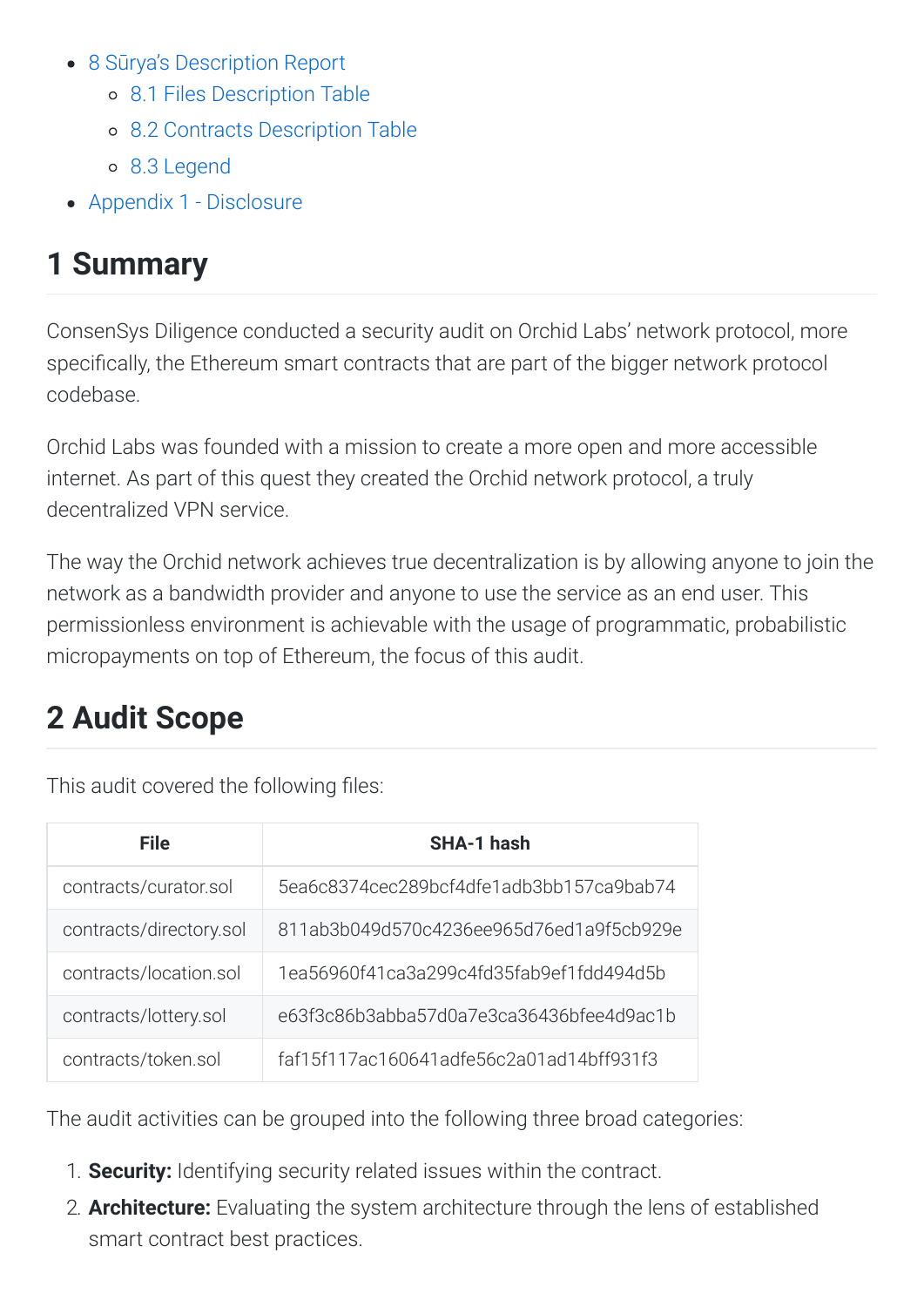- 8 Sūrya's Description Report
  - 8.1 Files Description Table
  - 8.2 Contracts Description Table
  - 8.3 Legend
- Appendix 1 - Disclosure

# 1 Summary

ConsenSys Diligence conducted a security audit on Orchid Labs' network protocol, more specifically, the Ethereum smart contracts that are part of the bigger network protocol codebase.

Orchid Labs was founded with a mission to create a more open and more accessible internet. As part of this quest they created the Orchid network protocol, a truly decentralized VPN service.

The way the Orchid network achieves true decentralization is by allowing anyone to join the network as a bandwidth provider and anyone to use the service as an end user. This permissionless environment is achievable with the usage of programmatic, probabilistic micropayments on top of Ethereum, the focus of this audit.

# 2 Audit Scope

This audit covered the following files:

| File | SHA-1 hash |
| --- | --- |
| contracts/curator.sol | 5ea6c8374cec289bcf4dfe1adb3bb157ca9bab74 |
| contracts/directory.sol | 811ab3b049d570c4236ee965d76ed1a9f5cb929e |
| contracts/location.sol | 1ea56960f41ca3a299c4fd35fab9ef1fdd494d5b |
| contracts/lottery.sol | e63f3c86b3abba57d0a7e3ca36436bfee4d9ac1b |
| contracts/token.sol | faf15f117ac160641adfe56c2a01ad14bff931f3 |

The audit activities can be grouped into the following three broad categories:

1. **Security:** Identifying security related issues within the contract.
2. **Architecture:** Evaluating the system architecture through the lens of established smart contract best practices.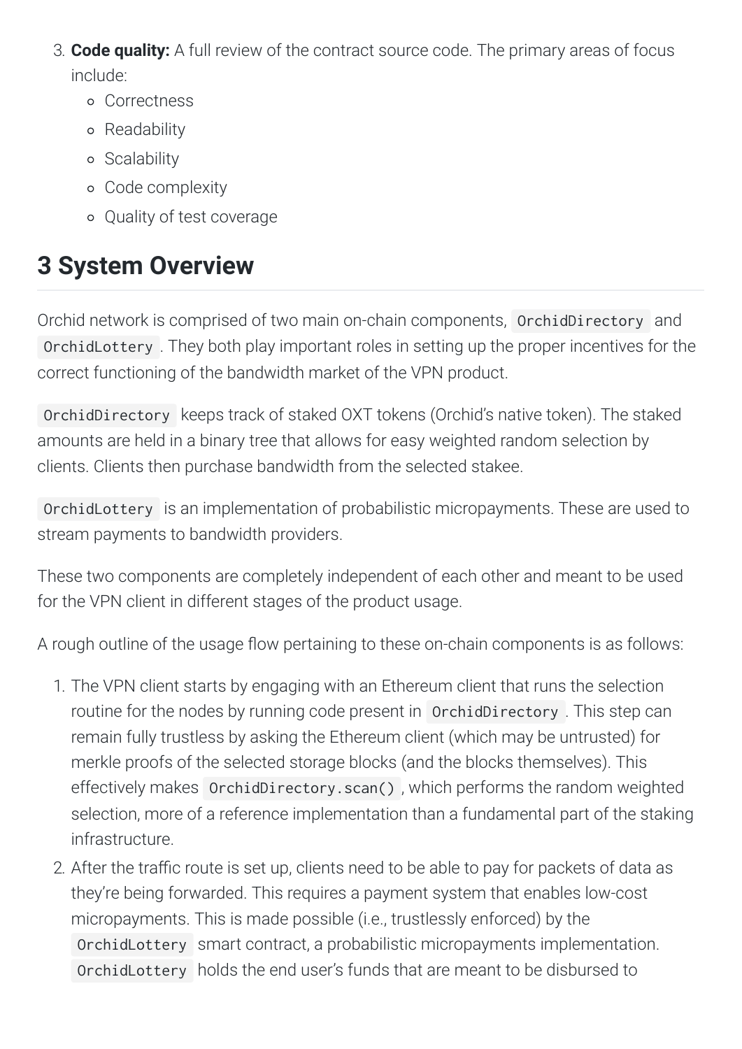3. **Code quality:** A full review of the contract source code. The primary areas of focus include:
    - Correctness
    - Readability
    - Scalability
    - Code complexity
    - Quality of test coverage

## 3 System Overview

Orchid network is comprised of two main on-chain components, `OrchidDirectory` and `OrchidLottery`. They both play important roles in setting up the proper incentives for the correct functioning of the bandwidth market of the VPN product.

`OrchidDirectory` keeps track of staked OXT tokens (Orchid's native token). The staked amounts are held in a binary tree that allows for easy weighted random selection by clients. Clients then purchase bandwidth from the selected stakee.

`OrchidLottery` is an implementation of probabilistic micropayments. These are used to stream payments to bandwidth providers.

These two components are completely independent of each other and meant to be used for the VPN client in different stages of the product usage.

A rough outline of the usage flow pertaining to these on-chain components is as follows:

1. The VPN client starts by engaging with an Ethereum client that runs the selection routine for the nodes by running code present in `OrchidDirectory`. This step can remain fully trustless by asking the Ethereum client (which may be untrusted) for merkle proofs of the selected storage blocks (and the blocks themselves). This effectively makes `OrchidDirectory.scan()`, which performs the random weighted selection, more of a reference implementation than a fundamental part of the staking infrastructure.
2. After the traffic route is set up, clients need to be able to pay for packets of data as they're being forwarded. This requires a payment system that enables low-cost micropayments. This is made possible (i.e., trustlessly enforced) by the `OrchidLottery` smart contract, a probabilistic micropayments implementation. `OrchidLottery` holds the end user's funds that are meant to be disbursed to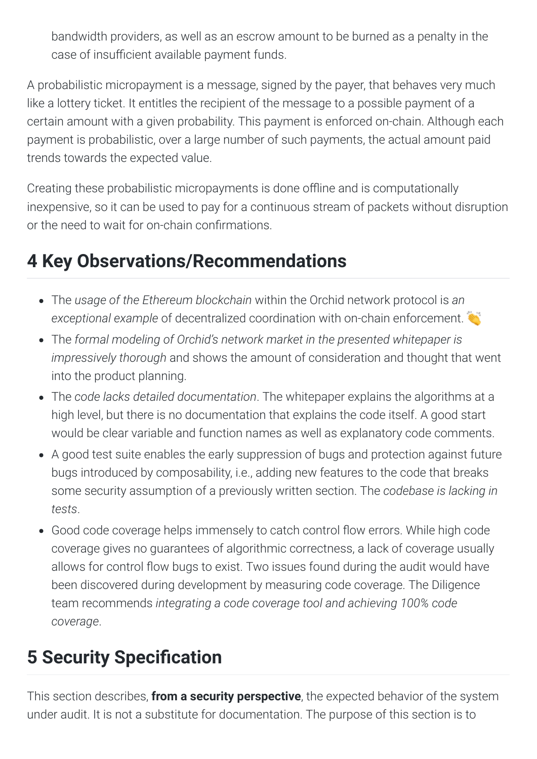bandwidth providers, as well as an escrow amount to be burned as a penalty in the case of insufficient available payment funds.

A probabilistic micropayment is a message, signed by the payer, that behaves very much like a lottery ticket. It entitles the recipient of the message to a possible payment of a certain amount with a given probability. This payment is enforced on-chain. Although each payment is probabilistic, over a large number of such payments, the actual amount paid trends towards the expected value.

Creating these probabilistic micropayments is done offline and is computationally inexpensive, so it can be used to pay for a continuous stream of packets without disruption or the need to wait for on-chain confirmations.

## 4 Key Observations/Recommendations

- The *usage of the Ethereum blockchain* within the Orchid network protocol is *an exceptional example* of decentralized coordination with on-chain enforcement. 👏
- The *formal modeling of Orchid's network market in the presented whitepaper is impressively thorough* and shows the amount of consideration and thought that went into the product planning.
- The *code lacks detailed documentation*. The whitepaper explains the algorithms at a high level, but there is no documentation that explains the code itself. A good start would be clear variable and function names as well as explanatory code comments.
- A good test suite enables the early suppression of bugs and protection against future bugs introduced by composability, i.e., adding new features to the code that breaks some security assumption of a previously written section. The *codebase is lacking in tests*.
- Good code coverage helps immensely to catch control flow errors. While high code coverage gives no guarantees of algorithmic correctness, a lack of coverage usually allows for control flow bugs to exist. Two issues found during the audit would have been discovered during development by measuring code coverage. The Diligence team recommends *integrating a code coverage tool and achieving 100% code coverage*.

## 5 Security Specification

This section describes, **from a security perspective**, the expected behavior of the system under audit. It is not a substitute for documentation. The purpose of this section is to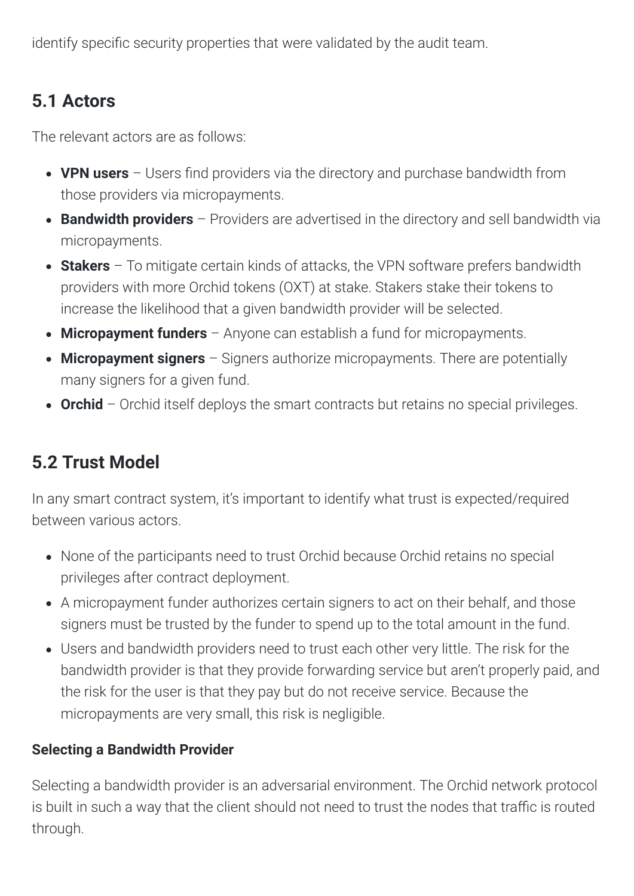identify specific security properties that were validated by the audit team.

## 5.1 Actors

The relevant actors are as follows:

- **VPN users** – Users find providers via the directory and purchase bandwidth from those providers via micropayments.
- **Bandwidth providers** – Providers are advertised in the directory and sell bandwidth via micropayments.
- **Stakers** – To mitigate certain kinds of attacks, the VPN software prefers bandwidth providers with more Orchid tokens (OXT) at stake. Stakers stake their tokens to increase the likelihood that a given bandwidth provider will be selected.
- **Micropayment funders** – Anyone can establish a fund for micropayments.
- **Micropayment signers** – Signers authorize micropayments. There are potentially many signers for a given fund.
- **Orchid** – Orchid itself deploys the smart contracts but retains no special privileges.

## 5.2 Trust Model

In any smart contract system, it's important to identify what trust is expected/required between various actors.

- None of the participants need to trust Orchid because Orchid retains no special privileges after contract deployment.
- A micropayment funder authorizes certain signers to act on their behalf, and those signers must be trusted by the funder to spend up to the total amount in the fund.
- Users and bandwidth providers need to trust each other very little. The risk for the bandwidth provider is that they provide forwarding service but aren't properly paid, and the risk for the user is that they pay but do not receive service. Because the micropayments are very small, this risk is negligible.

#### Selecting a Bandwidth Provider

Selecting a bandwidth provider is an adversarial environment. The Orchid network protocol is built in such a way that the client should not need to trust the nodes that traffic is routed through.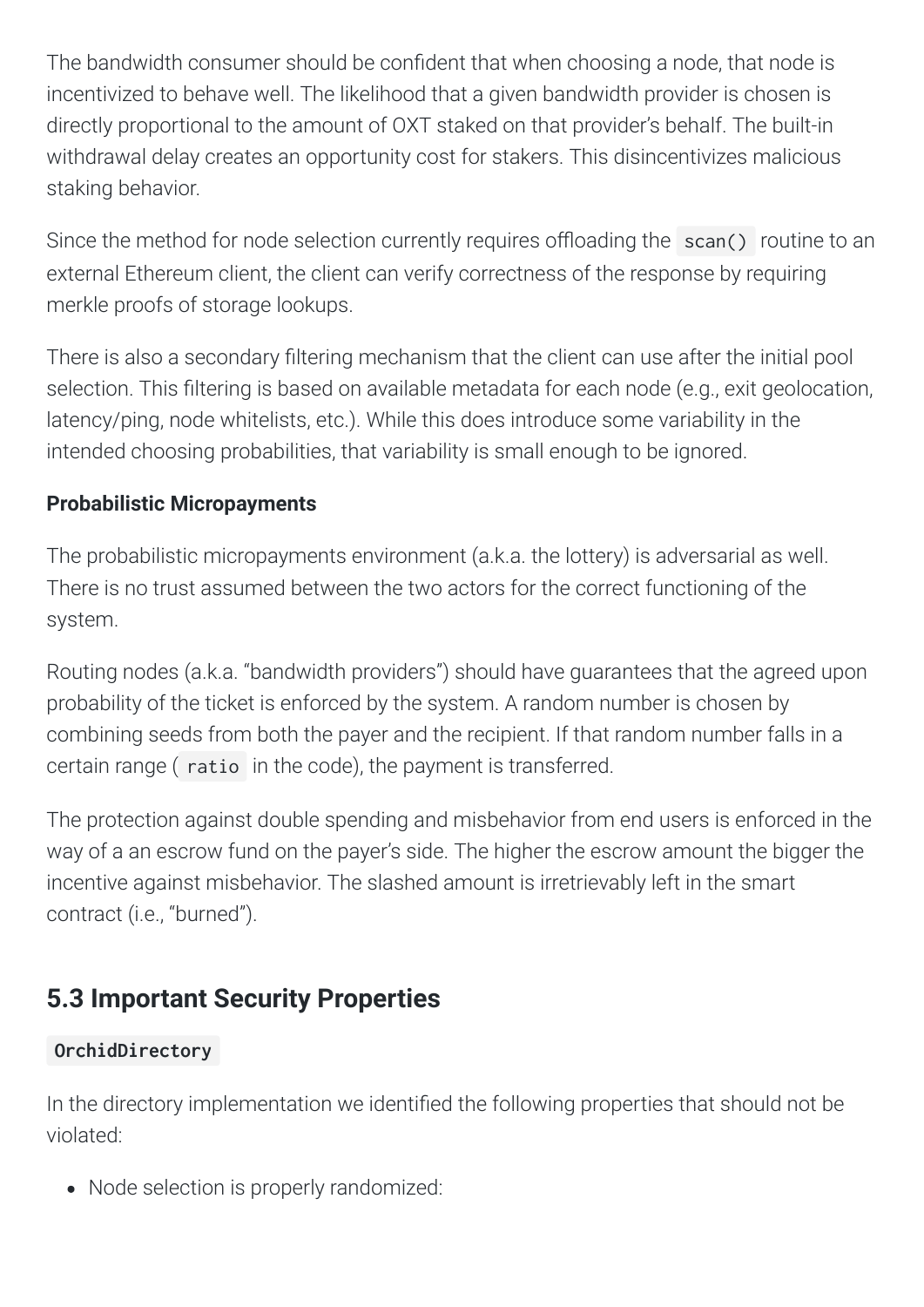The bandwidth consumer should be confident that when choosing a node, that node is incentivized to behave well. The likelihood that a given bandwidth provider is chosen is directly proportional to the amount of OXT staked on that provider's behalf. The built-in withdrawal delay creates an opportunity cost for stakers. This disincentivizes malicious staking behavior.

Since the method for node selection currently requires offloading the `scan()` routine to an external Ethereum client, the client can verify correctness of the response by requiring merkle proofs of storage lookups.

There is also a secondary filtering mechanism that the client can use after the initial pool selection. This filtering is based on available metadata for each node (e.g., exit geolocation, latency/ping, node whitelists, etc.). While this does introduce some variability in the intended choosing probabilities, that variability is small enough to be ignored.

**Probabilistic Micropayments**

The probabilistic micropayments environment (a.k.a. the lottery) is adversarial as well. There is no trust assumed between the two actors for the correct functioning of the system.

Routing nodes (a.k.a. "bandwidth providers") should have guarantees that the agreed upon probability of the ticket is enforced by the system. A random number is chosen by combining seeds from both the payer and the recipient. If that random number falls in a certain range ( `ratio` in the code), the payment is transferred.

The protection against double spending and misbehavior from end users is enforced in the way of a an escrow fund on the payer's side. The higher the escrow amount the bigger the incentive against misbehavior. The slashed amount is irretrievably left in the smart contract (i.e., "burned").

## 5.3 Important Security Properties

`OrchidDirectory`

In the directory implementation we identified the following properties that should not be violated:

- Node selection is properly randomized: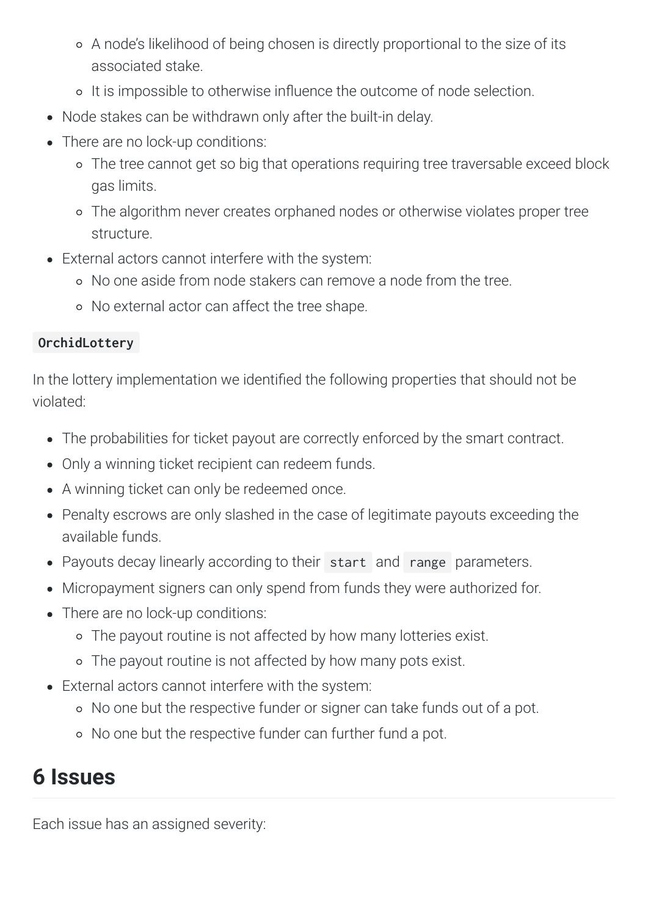- A node's likelihood of being chosen is directly proportional to the size of its associated stake.
    - It is impossible to otherwise influence the outcome of node selection.
- Node stakes can be withdrawn only after the built-in delay.
- There are no lock-up conditions:
    - The tree cannot get so big that operations requiring tree traversable exceed block gas limits.
    - The algorithm never creates orphaned nodes or otherwise violates proper tree structure.
- External actors cannot interfere with the system:
    - No one aside from node stakers can remove a node from the tree.
    - No external actor can affect the tree shape.

`OrchidLottery`

In the lottery implementation we identified the following properties that should not be violated:

- The probabilities for ticket payout are correctly enforced by the smart contract.
- Only a winning ticket recipient can redeem funds.
- A winning ticket can only be redeemed once.
- Penalty escrows are only slashed in the case of legitimate payouts exceeding the available funds.
- Payouts decay linearly according to their `start` and `range` parameters.
- Micropayment signers can only spend from funds they were authorized for.
- There are no lock-up conditions:
    - The payout routine is not affected by how many lotteries exist.
    - The payout routine is not affected by how many pots exist.
- External actors cannot interfere with the system:
    - No one but the respective funder or signer can take funds out of a pot.
    - No one but the respective funder can further fund a pot.

# 6 Issues

Each issue has an assigned severity: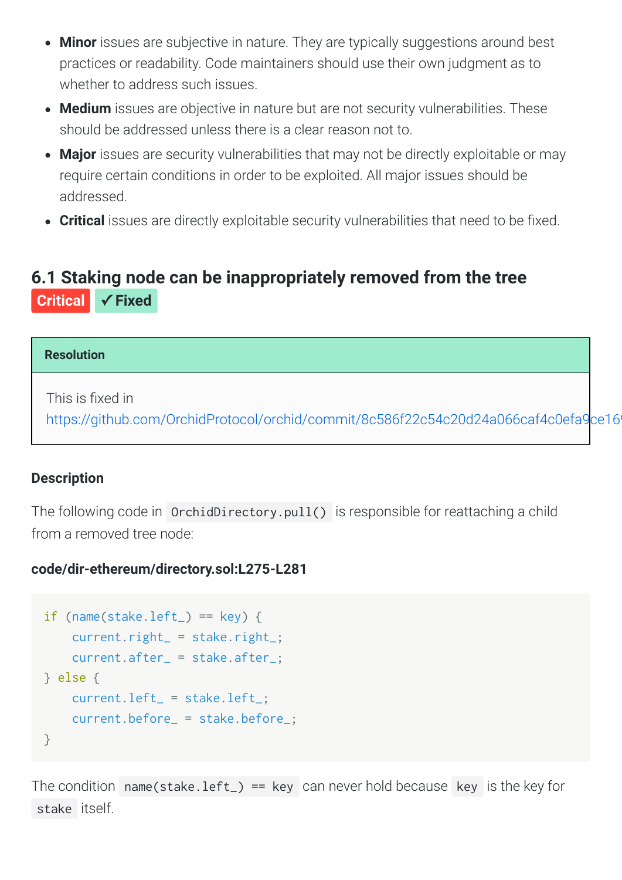- **Minor** issues are subjective in nature. They are typically suggestions around best practices or readability. Code maintainers should use their own judgment as to whether to address such issues.
- **Medium** issues are objective in nature but are not security vulnerabilities. These should be addressed unless there is a clear reason not to.
- **Major** issues are security vulnerabilities that may not be directly exploitable or may require certain conditions in order to be exploited. All major issues should be addressed.
- **Critical** issues are directly exploitable security vulnerabilities that need to be fixed.

## 6.1 Staking node can be inappropriately removed from the tree

**Critical** **✓ Fixed**

**Resolution**

This is fixed in https://github.com/OrchidProtocol/orchid/commit/8c586f22c54c20d24a066caf4c0efa9ce16

### Description

The following code in `OrchidDirectory.pull()` is responsible for reattaching a child from a removed tree node:

**code/dir-ethereum/directory.sol:L275-L281**

```
if (name(stake.left_) == key) {
    current.right_ = stake.right_;
    current.after_ = stake.after_;
} else {
    current.left_ = stake.left_;
    current.before_ = stake.before_;
}
```

The condition `name(stake.left_) == key` can never hold because `key` is the key for `stake` itself.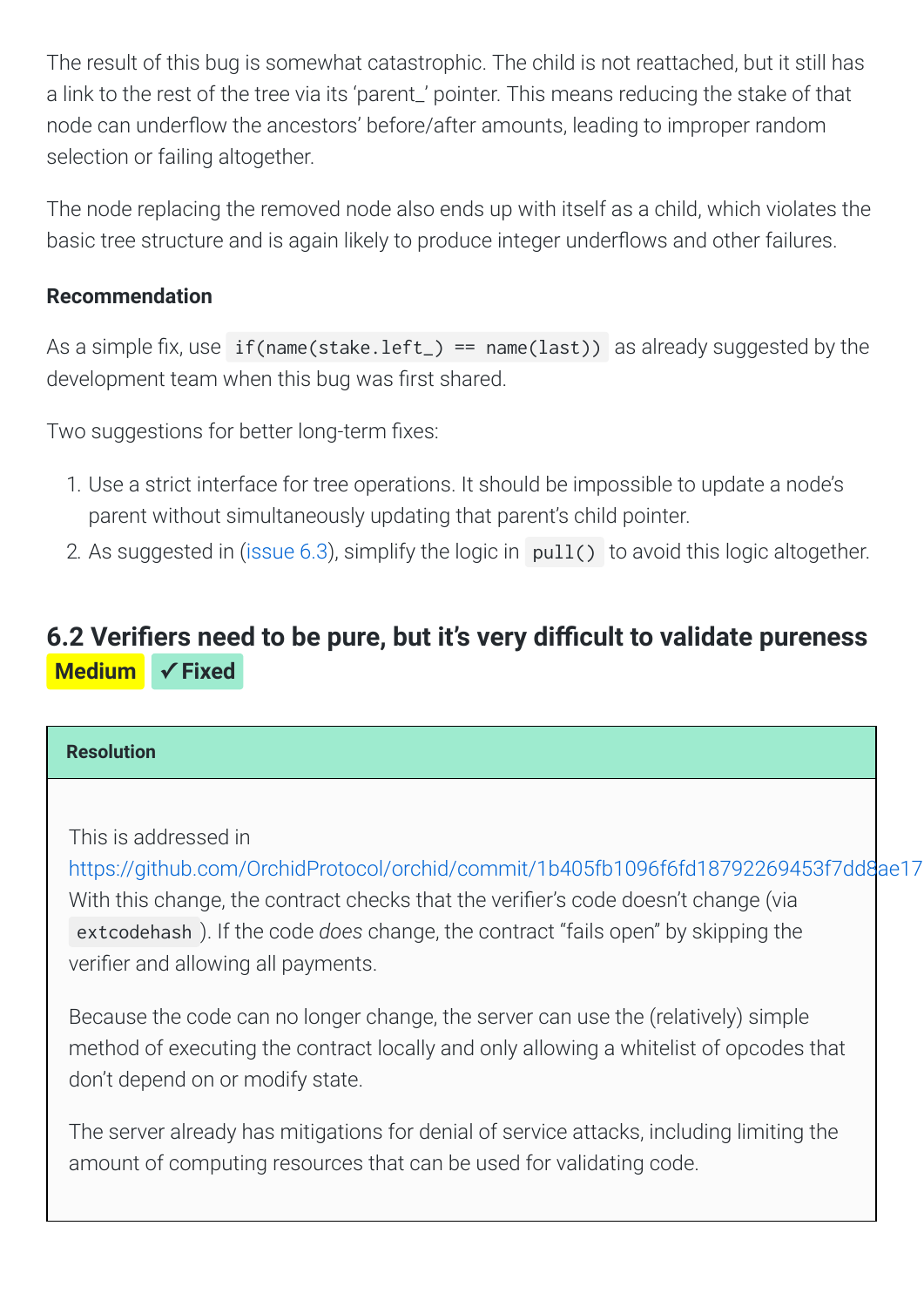The result of this bug is somewhat catastrophic. The child is not reattached, but it still has a link to the rest of the tree via its 'parent_' pointer. This means reducing the stake of that node can underflow the ancestors' before/after amounts, leading to improper random selection or failing altogether.

The node replacing the removed node also ends up with itself as a child, which violates the basic tree structure and is again likely to produce integer underflows and other failures.

#### Recommendation

As a simple fix, use `if(name(stake.left_) == name(last))` as already suggested by the development team when this bug was first shared.

Two suggestions for better long-term fixes:

1. Use a strict interface for tree operations. It should be impossible to update a node's parent without simultaneously updating that parent's child pointer.
2. As suggested in (issue 6.3), simplify the logic in `pull()` to avoid this logic altogether.

## 6.2 Verifiers need to be pure, but it's very difficult to validate pureness

**Medium** **✓ Fixed**

#### Resolution

This is addressed in https://github.com/OrchidProtocol/orchid/commit/1b405fb1096f6fd18792269453f7dd8ae17 With this change, the contract checks that the verifier's code doesn't change (via `extcodehash`). If the code *does* change, the contract "fails open" by skipping the verifier and allowing all payments.

Because the code can no longer change, the server can use the (relatively) simple method of executing the contract locally and only allowing a whitelist of opcodes that don't depend on or modify state.

The server already has mitigations for denial of service attacks, including limiting the amount of computing resources that can be used for validating code.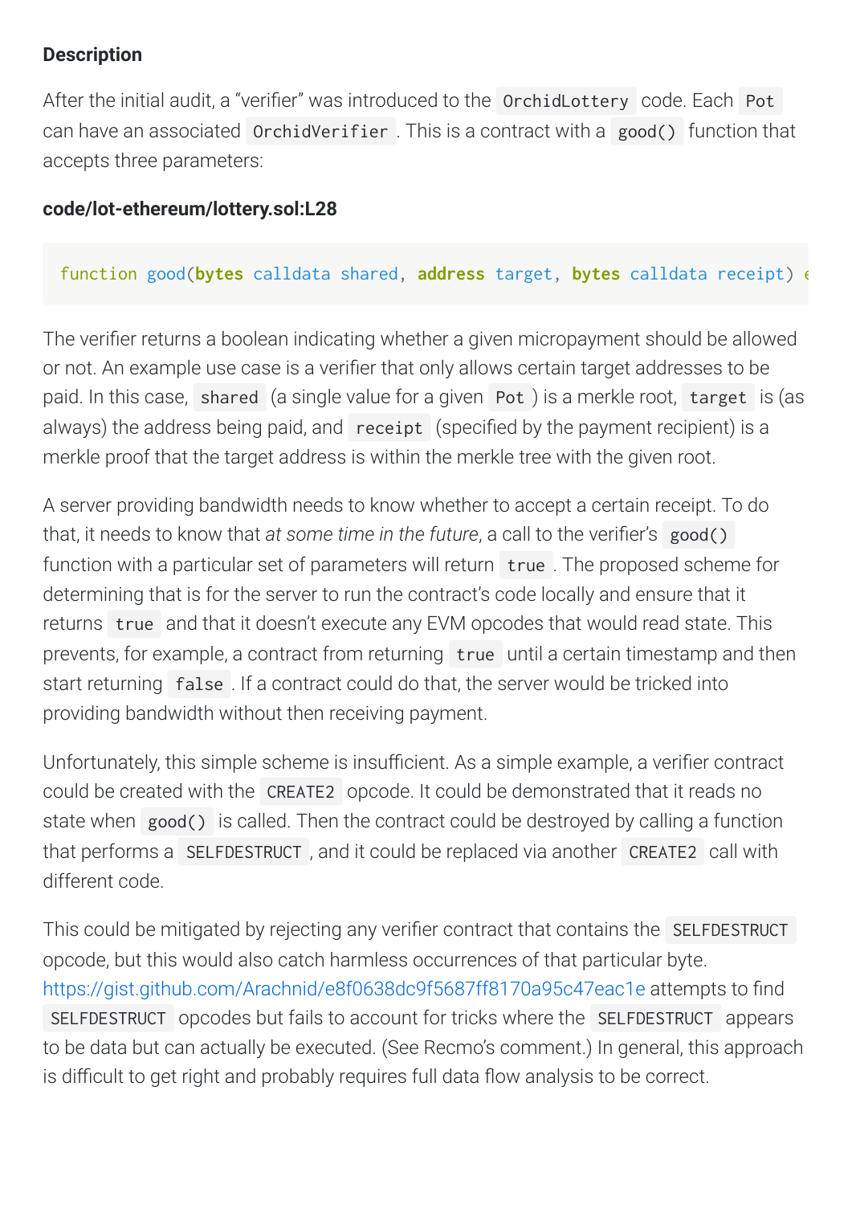**Description**

After the initial audit, a "verifier" was introduced to the `OrchidLottery` code. Each `Pot` can have an associated `OrchidVerifier`. This is a contract with a `good()` function that accepts three parameters:

**code/lot-ethereum/lottery.sol:L28**

```
function good(bytes calldata shared, address target, bytes calldata receipt) e
```

The verifier returns a boolean indicating whether a given micropayment should be allowed or not. An example use case is a verifier that only allows certain target addresses to be paid. In this case, `shared` (a single value for a given `Pot`) is a merkle root, `target` is (as always) the address being paid, and `receipt` (specified by the payment recipient) is a merkle proof that the target address is within the merkle tree with the given root.

A server providing bandwidth needs to know whether to accept a certain receipt. To do that, it needs to know that *at some time in the future*, a call to the verifier's `good()` function with a particular set of parameters will return `true`. The proposed scheme for determining that is for the server to run the contract's code locally and ensure that it returns `true` and that it doesn't execute any EVM opcodes that would read state. This prevents, for example, a contract from returning `true` until a certain timestamp and then start returning `false`. If a contract could do that, the server would be tricked into providing bandwidth without then receiving payment.

Unfortunately, this simple scheme is insufficient. As a simple example, a verifier contract could be created with the `CREATE2` opcode. It could be demonstrated that it reads no state when `good()` is called. Then the contract could be destroyed by calling a function that performs a `SELFDESTRUCT`, and it could be replaced via another `CREATE2` call with different code.

This could be mitigated by rejecting any verifier contract that contains the `SELFDESTRUCT` opcode, but this would also catch harmless occurrences of that particular byte. https://gist.github.com/Arachnid/e8f0638dc9f5687ff8170a95c47eac1e attempts to find `SELFDESTRUCT` opcodes but fails to account for tricks where the `SELFDESTRUCT` appears to be data but can actually be executed. (See Recmo's comment.) In general, this approach is difficult to get right and probably requires full data flow analysis to be correct.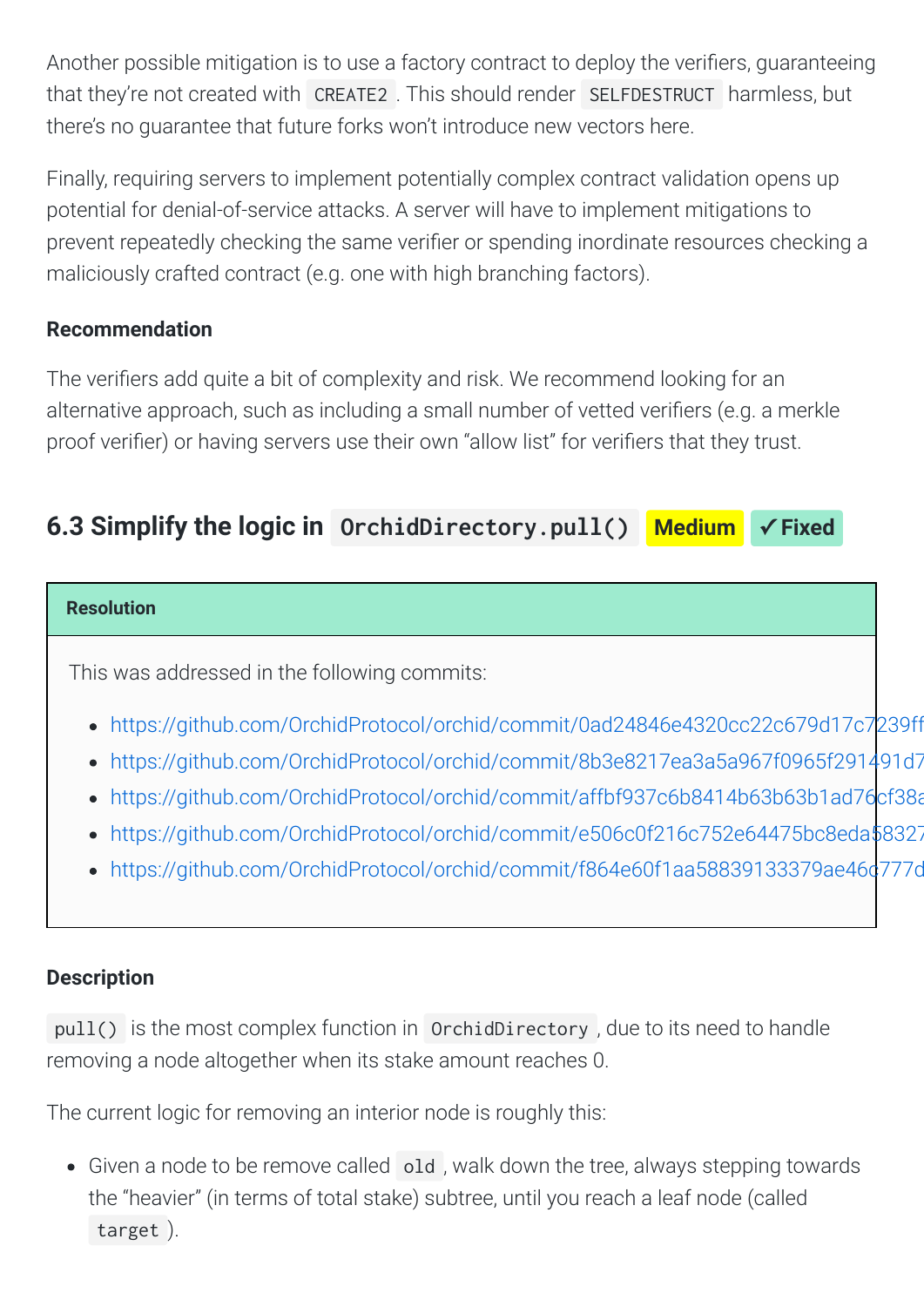Another possible mitigation is to use a factory contract to deploy the verifiers, guaranteeing that they're not created with `CREATE2`. This should render `SELFDESTRUCT` harmless, but there's no guarantee that future forks won't introduce new vectors here.

Finally, requiring servers to implement potentially complex contract validation opens up potential for denial-of-service attacks. A server will have to implement mitigations to prevent repeatedly checking the same verifier or spending inordinate resources checking a maliciously crafted contract (e.g. one with high branching factors).

#### Recommendation

The verifiers add quite a bit of complexity and risk. We recommend looking for an alternative approach, such as including a small number of vetted verifiers (e.g. a merkle proof verifier) or having servers use their own "allow list" for verifiers that they trust.

## 6.3 Simplify the logic in `OrchidDirectory.pull()` Medium ✓ Fixed

**Resolution**

This was addressed in the following commits:

- https://github.com/OrchidProtocol/orchid/commit/0ad24846e4320cc22c679d17c7239ff
- https://github.com/OrchidProtocol/orchid/commit/8b3e8217ea3a5a967f0965f291491d7
- https://github.com/OrchidProtocol/orchid/commit/affbf937c6b8414b63b63b1ad76cf38a
- https://github.com/OrchidProtocol/orchid/commit/e506c0f216c752e64475bc8eda58327
- https://github.com/OrchidProtocol/orchid/commit/f864e60f1aa58839133379ae46c777d

#### Description

`pull()` is the most complex function in `OrchidDirectory`, due to its need to handle removing a node altogether when its stake amount reaches 0.

The current logic for removing an interior node is roughly this:

- Given a node to be remove called `old`, walk down the tree, always stepping towards the "heavier" (in terms of total stake) subtree, until you reach a leaf node (called `target`).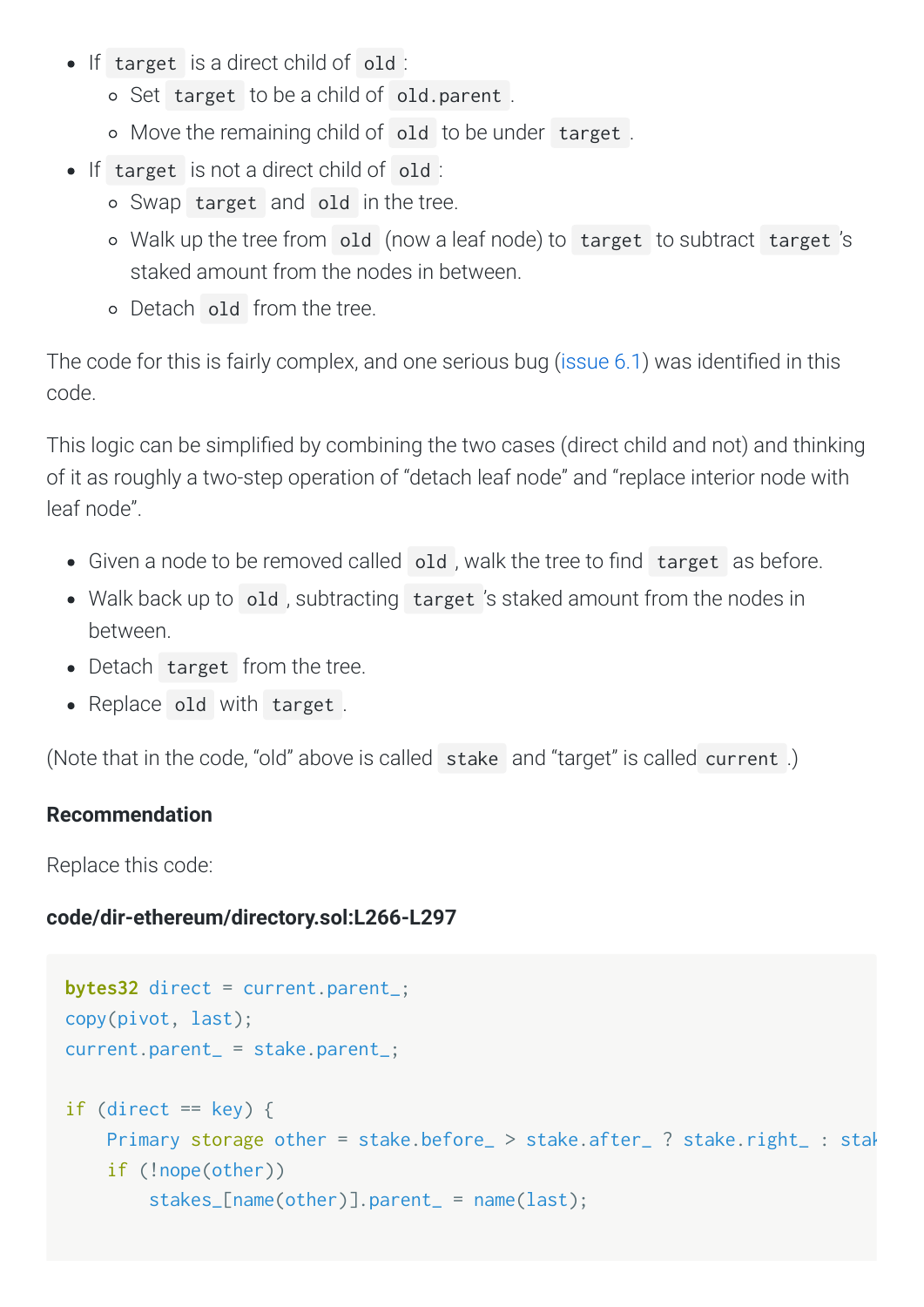- If `target` is a direct child of `old`:
  - Set `target` to be a child of `old.parent`.
  - Move the remaining child of `old` to be under `target`.
- If `target` is not a direct child of `old`:
  - Swap `target` and `old` in the tree.
  - Walk up the tree from `old` (now a leaf node) to `target` to subtract `target`'s staked amount from the nodes in between.
  - Detach `old` from the tree.

The code for this is fairly complex, and one serious bug (issue 6.1) was identified in this code.

This logic can be simplified by combining the two cases (direct child and not) and thinking of it as roughly a two-step operation of "detach leaf node" and "replace interior node with leaf node".

- Given a node to be removed called `old`, walk the tree to find `target` as before.
- Walk back up to `old`, subtracting `target`'s staked amount from the nodes in between.
- Detach `target` from the tree.
- Replace `old` with `target`.

(Note that in the code, "old" above is called `stake` and "target" is called `current`.)

**Recommendation**

Replace this code:

**code/dir-ethereum/directory.sol:L266-L297**

```
bytes32 direct = current.parent_;
copy(pivot, last);
current.parent_ = stake.parent_;

if (direct == key) {
    Primary storage other = stake.before_ > stake.after_ ? stake.right_ : stak
    if (!nope(other))
        stakes_[name(other)].parent_ = name(last);
```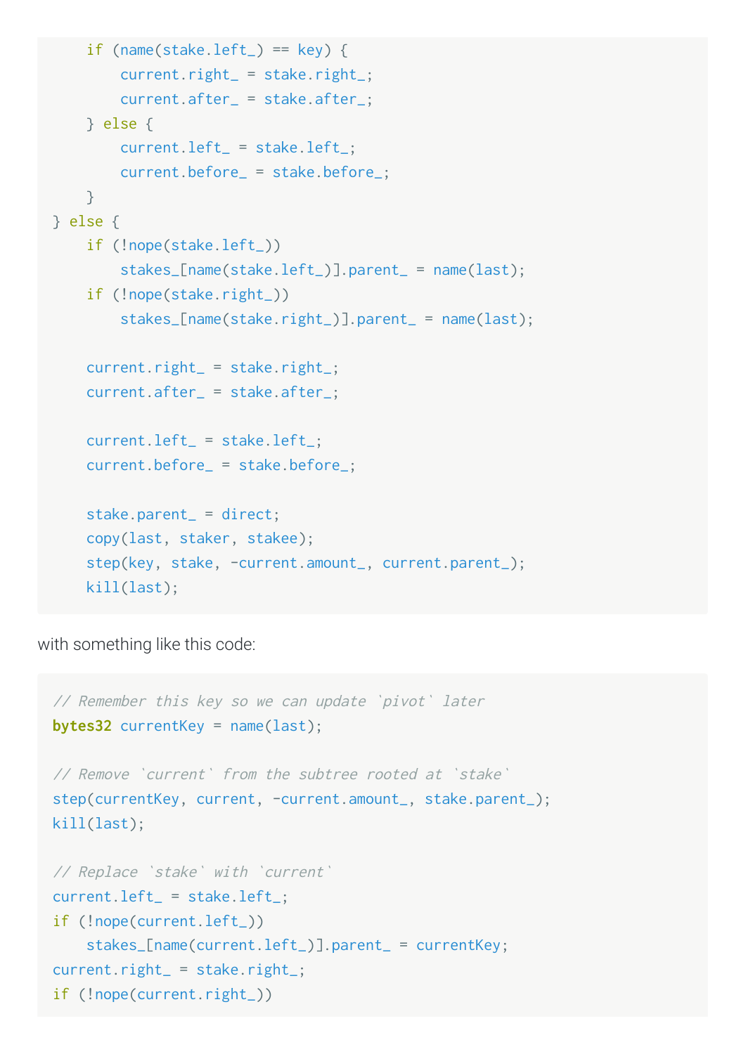```
        if (name(stake.left_) == key) {
            current.right_ = stake.right_;
            current.after_ = stake.after_;
        } else {
            current.left_ = stake.left_;
            current.before_ = stake.before_;
        }
    } else {
        if (!nope(stake.left_))
            stakes_[name(stake.left_)].parent_ = name(last);
        if (!nope(stake.right_))
            stakes_[name(stake.right_)].parent_ = name(last);

        current.right_ = stake.right_;
        current.after_ = stake.after_;

        current.left_ = stake.left_;
        current.before_ = stake.before_;

        stake.parent_ = direct;
        copy(last, staker, stakee);
        step(key, stake, -current.amount_, current.parent_);
        kill(last);
```

with something like this code:

```
// Remember this key so we can update `pivot` later
bytes32 currentKey = name(last);

// Remove `current` from the subtree rooted at `stake`
step(currentKey, current, -current.amount_, stake.parent_);
kill(last);

// Replace `stake` with `current`
current.left_ = stake.left_;
if (!nope(current.left_))
    stakes_[name(current.left_)].parent_ = currentKey;
current.right_ = stake.right_;
if (!nope(current.right_))
```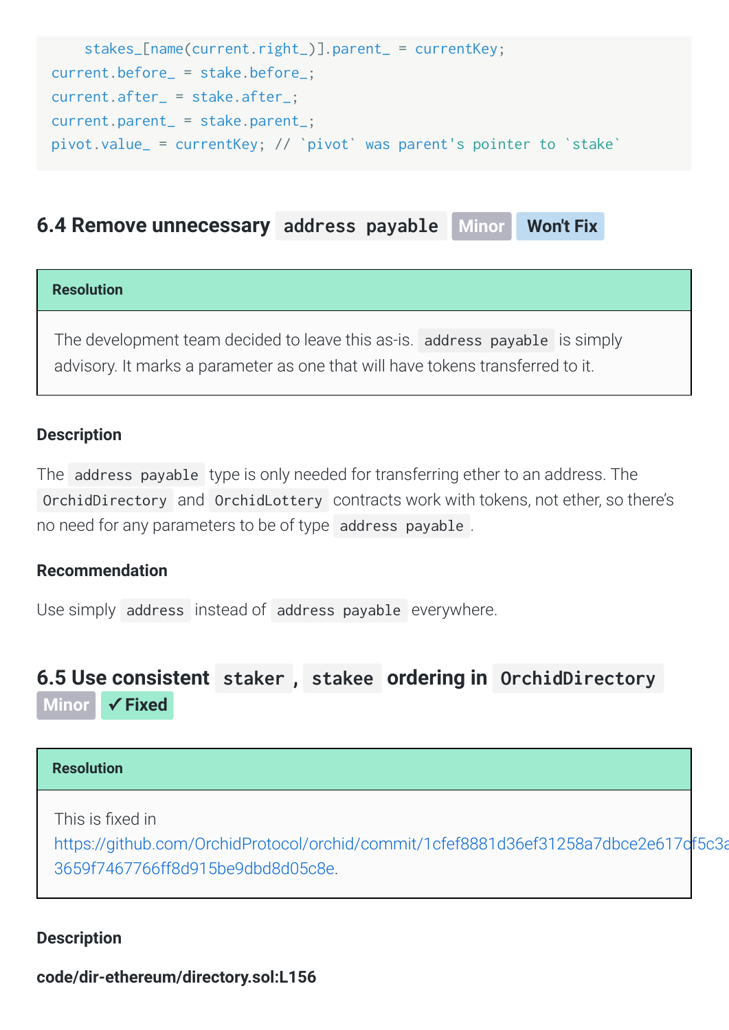```
    stakes_[name(current.right_)].parent_ = currentKey;
current.before_ = stake.before_;
current.after_ = stake.after_;
current.parent_ = stake.parent_;
pivot.value_ = currentKey; // `pivot` was parent's pointer to `stake`
```

## 6.4 Remove unnecessary `address payable` Minor Won't Fix

**Resolution**

The development team decided to leave this as-is. `address payable` is simply advisory. It marks a parameter as one that will have tokens transferred to it.

#### Description

The `address payable` type is only needed for transferring ether to an address. The `OrchidDirectory` and `OrchidLottery` contracts work with tokens, not ether, so there's no need for any parameters to be of type `address payable`.

#### Recommendation

Use simply `address` instead of `address payable` everywhere.

## 6.5 Use consistent `staker`, `stakee` ordering in `OrchidDirectory` Minor ✓ Fixed

**Resolution**

This is fixed in https://github.com/OrchidProtocol/orchid/commit/1cfef8881d36ef31258a7dbce2e617cf5c3a3659f7467766ff8d915be9dbd8d05c8e.

#### Description

**code/dir-ethereum/directory.sol:L156**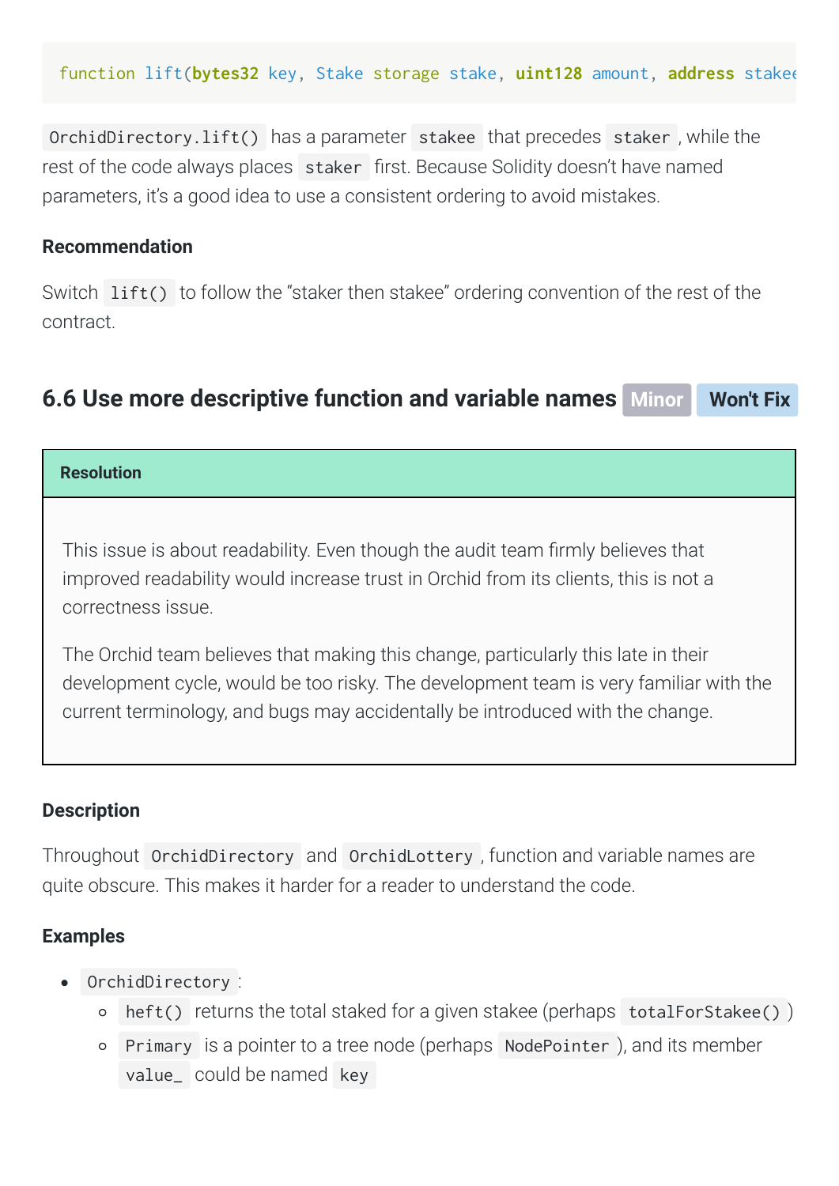```
function lift(bytes32 key, Stake storage stake, uint128 amount, address stakee
```

`OrchidDirectory.lift()` has a parameter `stakee` that precedes `staker`, while the rest of the code always places `staker` first. Because Solidity doesn't have named parameters, it's a good idea to use a consistent ordering to avoid mistakes.

#### Recommendation

Switch `lift()` to follow the "staker then stakee" ordering convention of the rest of the contract.

### 6.6 Use more descriptive function and variable names Minor Won't Fix

**Resolution**

This issue is about readability. Even though the audit team firmly believes that improved readability would increase trust in Orchid from its clients, this is not a correctness issue.

The Orchid team believes that making this change, particularly this late in their development cycle, would be too risky. The development team is very familiar with the current terminology, and bugs may accidentally be introduced with the change.

#### Description

Throughout `OrchidDirectory` and `OrchidLottery`, function and variable names are quite obscure. This makes it harder for a reader to understand the code.

#### Examples

- `OrchidDirectory`:
  - `heft()` returns the total staked for a given stakee (perhaps `totalForStakee()`)
  - `Primary` is a pointer to a tree node (perhaps `NodePointer`), and its member `value_` could be named `key`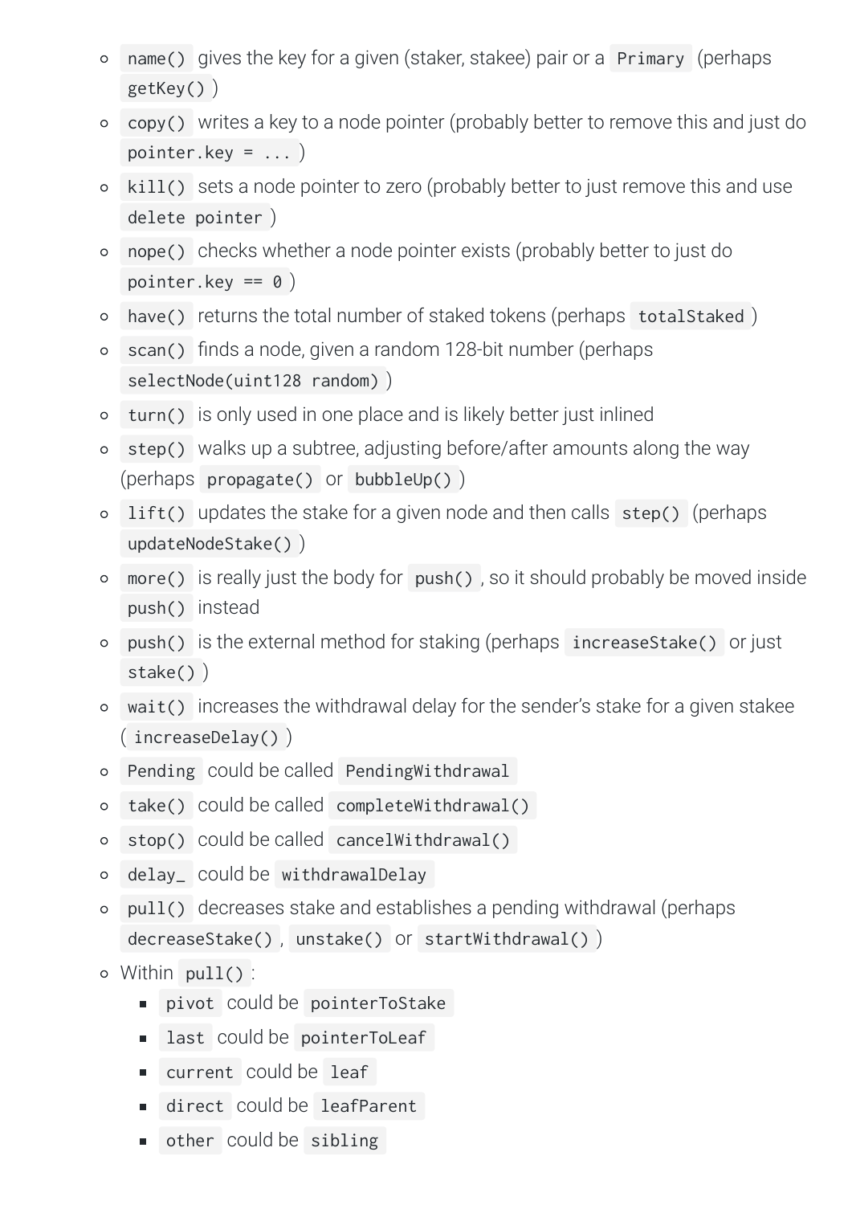- `name()` gives the key for a given (staker, stakee) pair or a `Primary` (perhaps `getKey()`)
- `copy()` writes a key to a node pointer (probably better to remove this and just do `pointer.key = ...`)
- `kill()` sets a node pointer to zero (probably better to just remove this and use `delete pointer`)
- `nope()` checks whether a node pointer exists (probably better to just do `pointer.key == 0`)
- `have()` returns the total number of staked tokens (perhaps `totalStaked`)
- `scan()` finds a node, given a random 128-bit number (perhaps `selectNode(uint128 random)`)
- `turn()` is only used in one place and is likely better just inlined
- `step()` walks up a subtree, adjusting before/after amounts along the way (perhaps `propagate()` or `bubbleUp()`)
- `lift()` updates the stake for a given node and then calls `step()` (perhaps `updateNodeStake()`)
- `more()` is really just the body for `push()`, so it should probably be moved inside `push()` instead
- `push()` is the external method for staking (perhaps `increaseStake()` or just `stake()`)
- `wait()` increases the withdrawal delay for the sender's stake for a given stakee (`increaseDelay()`)
- `Pending` could be called `PendingWithdrawal`
- `take()` could be called `completeWithdrawal()`
- `stop()` could be called `cancelWithdrawal()`
- `delay_` could be `withdrawalDelay`
- `pull()` decreases stake and establishes a pending withdrawal (perhaps `decreaseStake()`, `unstake()` or `startWithdrawal()`)
- Within `pull()`:
  - `pivot` could be `pointerToStake`
  - `last` could be `pointerToLeaf`
  - `current` could be `leaf`
  - `direct` could be `leafParent`
  - `other` could be `sibling`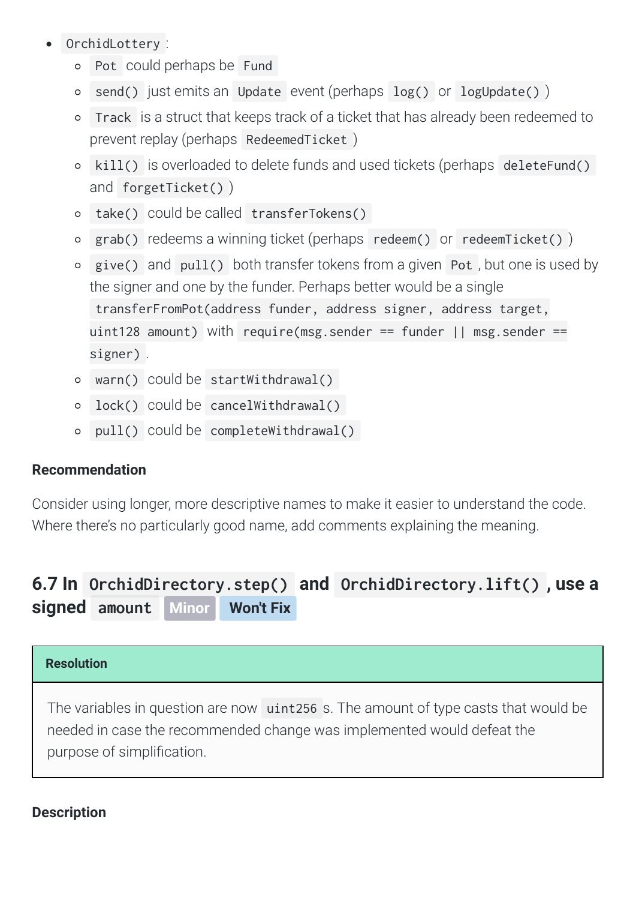- `OrchidLottery`:
  - `Pot` could perhaps be `Fund`
  - `send()` just emits an `Update` event (perhaps `log()` or `logUpdate()`)
  - `Track` is a struct that keeps track of a ticket that has already been redeemed to prevent replay (perhaps `RedeemedTicket`)
  - `kill()` is overloaded to delete funds and used tickets (perhaps `deleteFund()` and `forgetTicket()`)
  - `take()` could be called `transferTokens()`
  - `grab()` redeems a winning ticket (perhaps `redeem()` or `redeemTicket()`)
  - `give()` and `pull()` both transfer tokens from a given `Pot`, but one is used by the signer and one by the funder. Perhaps better would be a single `transferFromPot(address funder, address signer, address target, uint128 amount)` with `require(msg.sender == funder || msg.sender == signer)`.
  - `warn()` could be `startWithdrawal()`
  - `lock()` could be `cancelWithdrawal()`
  - `pull()` could be `completeWithdrawal()`

#### Recommendation

Consider using longer, more descriptive names to make it easier to understand the code. Where there's no particularly good name, add comments explaining the meaning.

### 6.7 In `OrchidDirectory.step()` and `OrchidDirectory.lift()`, use a signed `amount` Minor Won't Fix

#### Resolution

The variables in question are now `uint256`s. The amount of type casts that would be needed in case the recommended change was implemented would defeat the purpose of simplification.

#### Description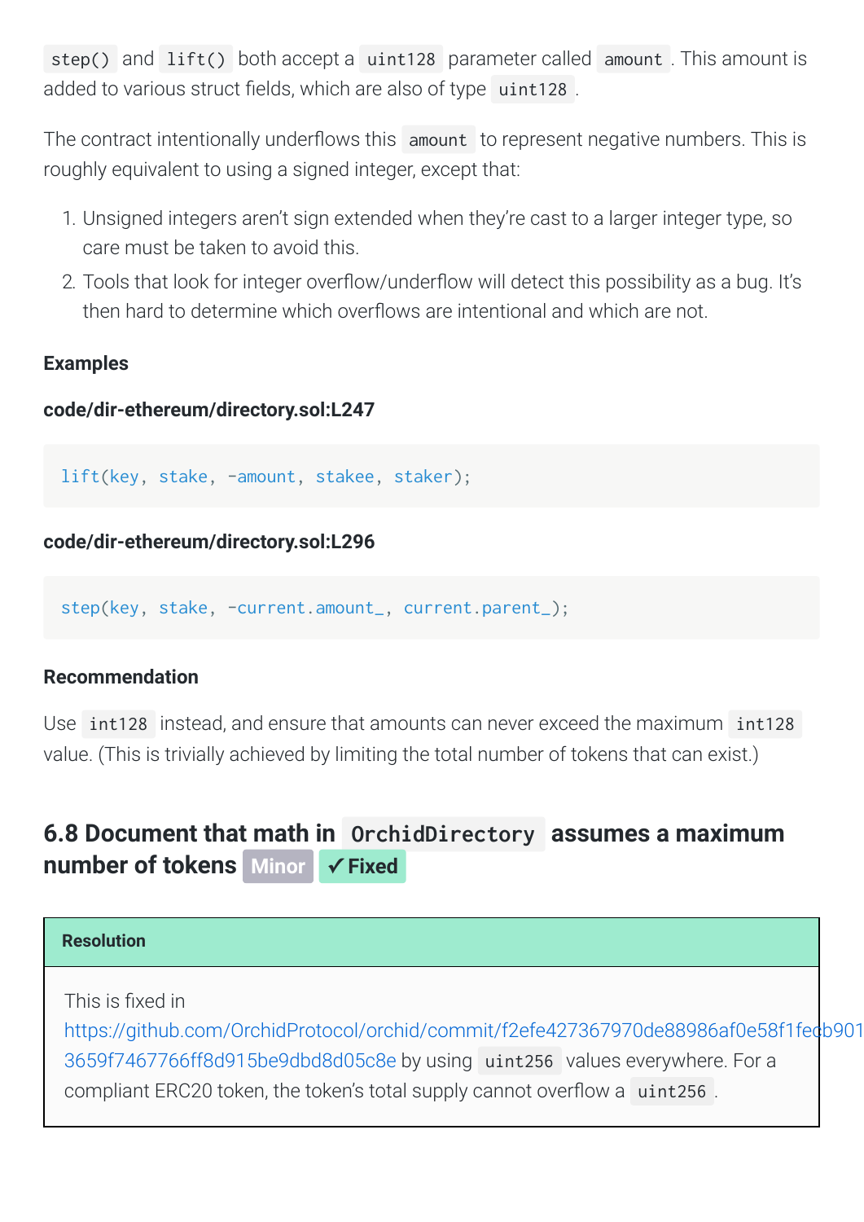`step()` and `lift()` both accept a `uint128` parameter called `amount`. This amount is added to various struct fields, which are also of type `uint128`.

The contract intentionally underflows this `amount` to represent negative numbers. This is roughly equivalent to using a signed integer, except that:

1. Unsigned integers aren't sign extended when they're cast to a larger integer type, so care must be taken to avoid this.
2. Tools that look for integer overflow/underflow will detect this possibility as a bug. It's then hard to determine which overflows are intentional and which are not.

#### Examples

**code/dir-ethereum/directory.sol:L247**

```
lift(key, stake, -amount, stakee, staker);
```

**code/dir-ethereum/directory.sol:L296**

```
step(key, stake, -current.amount_, current.parent_);
```

#### Recommendation

Use `int128` instead, and ensure that amounts can never exceed the maximum `int128` value. (This is trivially achieved by limiting the total number of tokens that can exist.)

## 6.8 Document that math in `OrchidDirectory` assumes a maximum number of tokens Minor ✓ Fixed

**Resolution**

This is fixed in https://github.com/OrchidProtocol/orchid/commit/f2efe427367970de88986af0e58f1fecb901 3659f7467766ff8d915be9dbd8d05c8e by using `uint256` values everywhere. For a compliant ERC20 token, the token's total supply cannot overflow a `uint256`.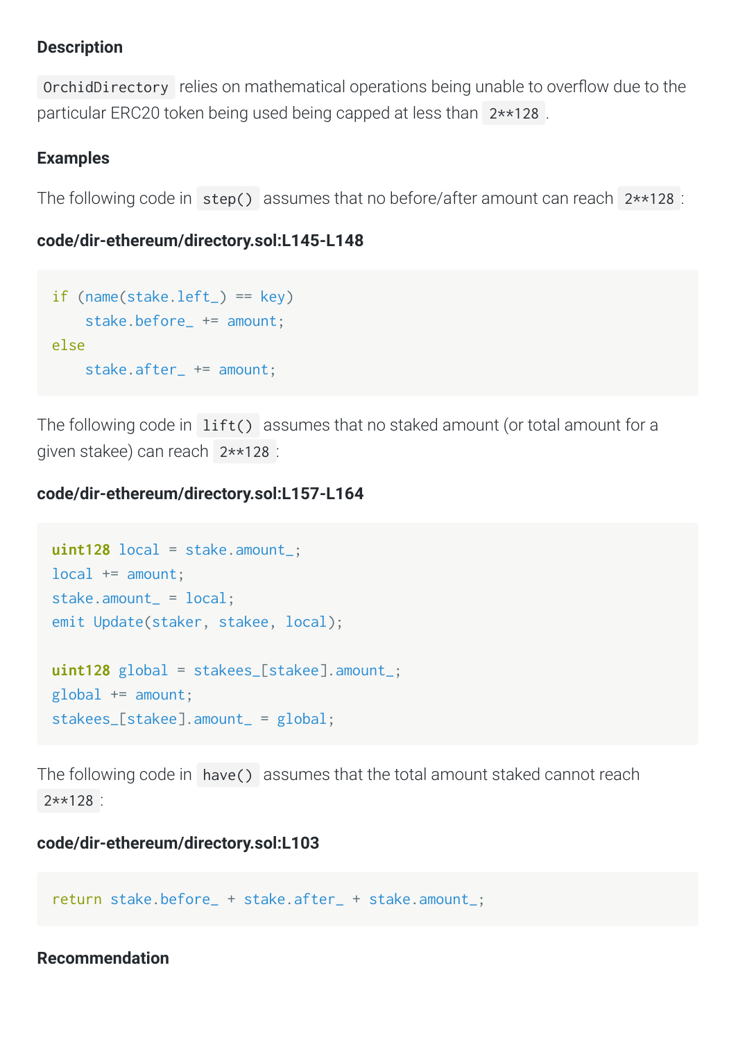### Description

`OrchidDirectory` relies on mathematical operations being unable to overflow due to the particular ERC20 token being used being capped at less than `2**128`.

### Examples

The following code in `step()` assumes that no before/after amount can reach `2**128`:

**code/dir-ethereum/directory.sol:L145-L148**

```
if (name(stake.left_) == key)
    stake.before_ += amount;
else
    stake.after_ += amount;
```

The following code in `lift()` assumes that no staked amount (or total amount for a given stakee) can reach `2**128`:

**code/dir-ethereum/directory.sol:L157-L164**

```
uint128 local = stake.amount_;
local += amount;
stake.amount_ = local;
emit Update(staker, stakee, local);

uint128 global = stakees_[stakee].amount_;
global += amount;
stakees_[stakee].amount_ = global;
```

The following code in `have()` assumes that the total amount staked cannot reach `2**128`:

**code/dir-ethereum/directory.sol:L103**

```
return stake.before_ + stake.after_ + stake.amount_;
```

### Recommendation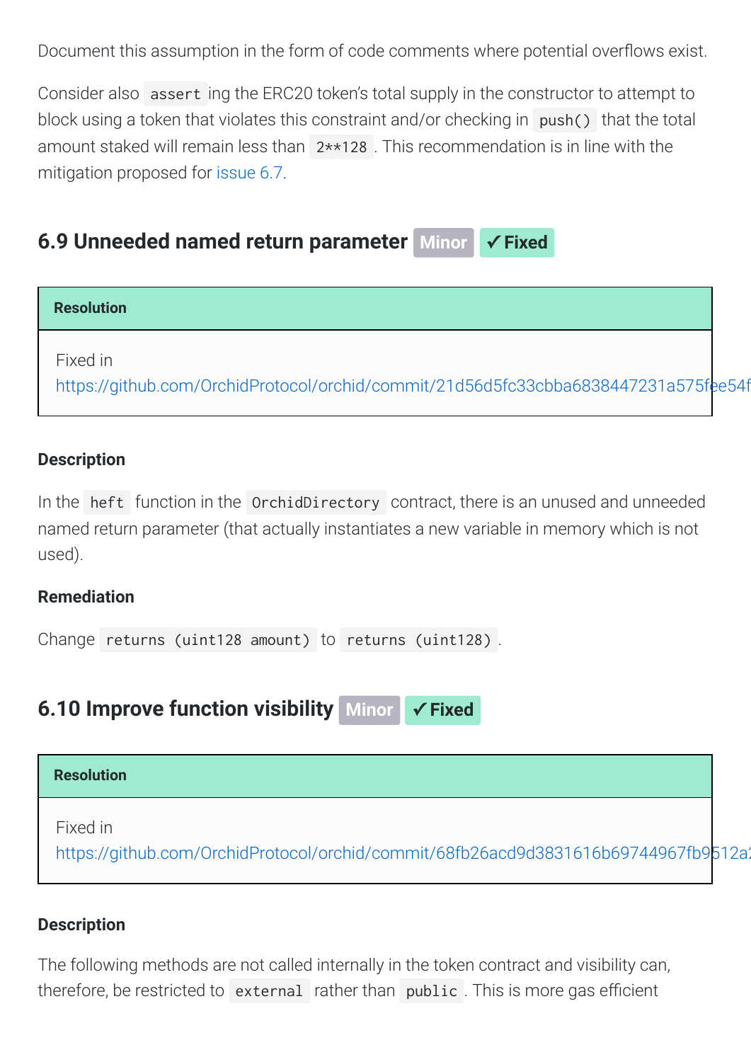Document this assumption in the form of code comments where potential overflows exist.

Consider also `assert`ing the ERC20 token's total supply in the constructor to attempt to block using a token that violates this constraint and/or checking in `push()` that the total amount staked will remain less than `2**128`. This recommendation is in line with the mitigation proposed for issue 6.7.

## 6.9 Unneeded named return parameter Minor ✓ Fixed

**Resolution**

Fixed in https://github.com/OrchidProtocol/orchid/commit/21d56d5fc33cbba6838447231a575fee54f

#### Description

In the `heft` function in the `OrchidDirectory` contract, there is an unused and unneeded named return parameter (that actually instantiates a new variable in memory which is not used).

#### Remediation

Change `returns (uint128 amount)` to `returns (uint128)`.

## 6.10 Improve function visibility Minor ✓ Fixed

**Resolution**

Fixed in https://github.com/OrchidProtocol/orchid/commit/68fb26acd9d3831616b69744967fb9512a2

#### Description

The following methods are not called internally in the token contract and visibility can, therefore, be restricted to `external` rather than `public`. This is more gas efficient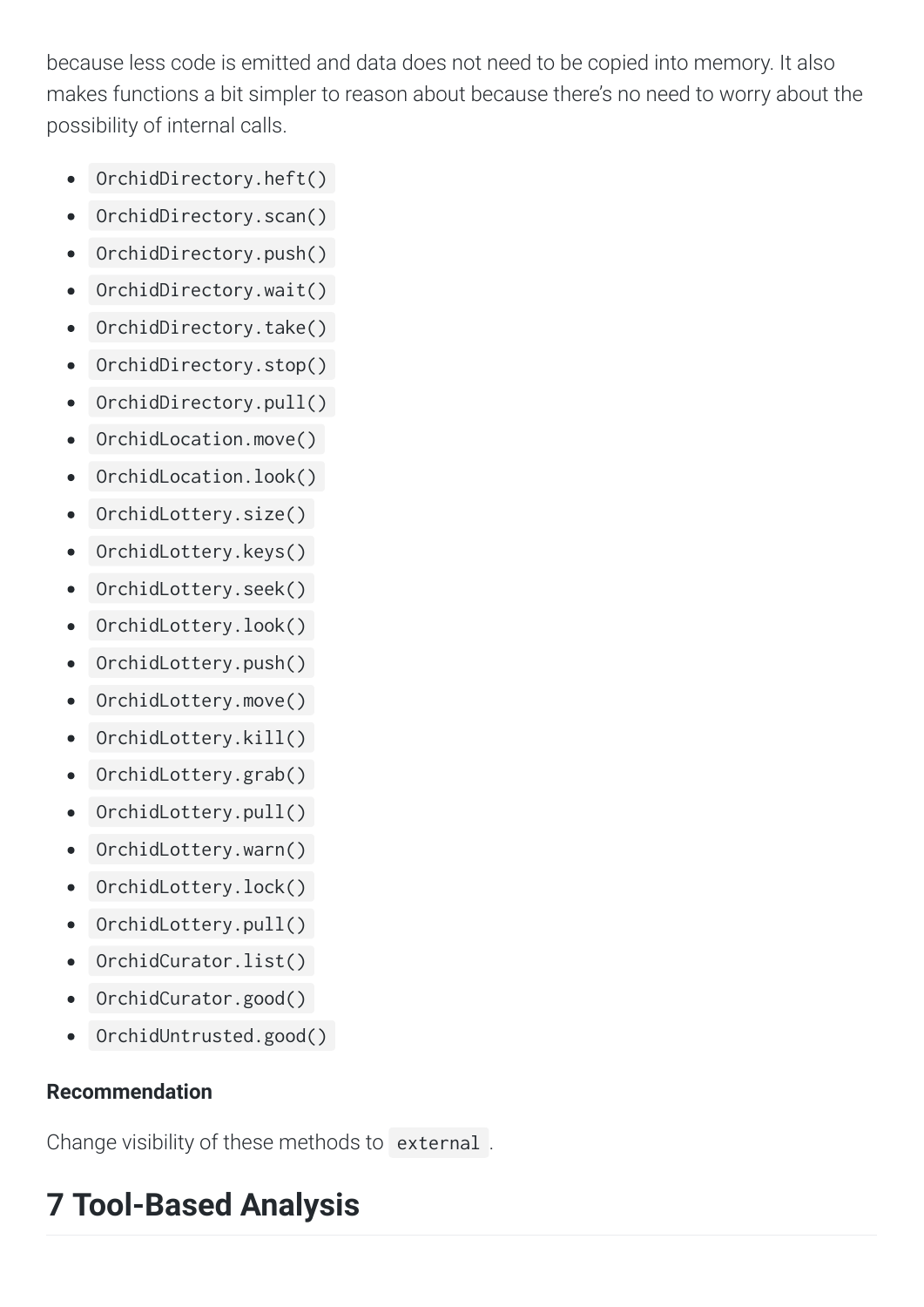because less code is emitted and data does not need to be copied into memory. It also makes functions a bit simpler to reason about because there's no need to worry about the possibility of internal calls.

- `OrchidDirectory.heft()`
- `OrchidDirectory.scan()`
- `OrchidDirectory.push()`
- `OrchidDirectory.wait()`
- `OrchidDirectory.take()`
- `OrchidDirectory.stop()`
- `OrchidDirectory.pull()`
- `OrchidLocation.move()`
- `OrchidLocation.look()`
- `OrchidLottery.size()`
- `OrchidLottery.keys()`
- `OrchidLottery.seek()`
- `OrchidLottery.look()`
- `OrchidLottery.push()`
- `OrchidLottery.move()`
- `OrchidLottery.kill()`
- `OrchidLottery.grab()`
- `OrchidLottery.pull()`
- `OrchidLottery.warn()`
- `OrchidLottery.lock()`
- `OrchidLottery.pull()`
- `OrchidCurator.list()`
- `OrchidCurator.good()`
- `OrchidUntrusted.good()`

#### Recommendation

Change visibility of these methods to `external`.

# 7 Tool-Based Analysis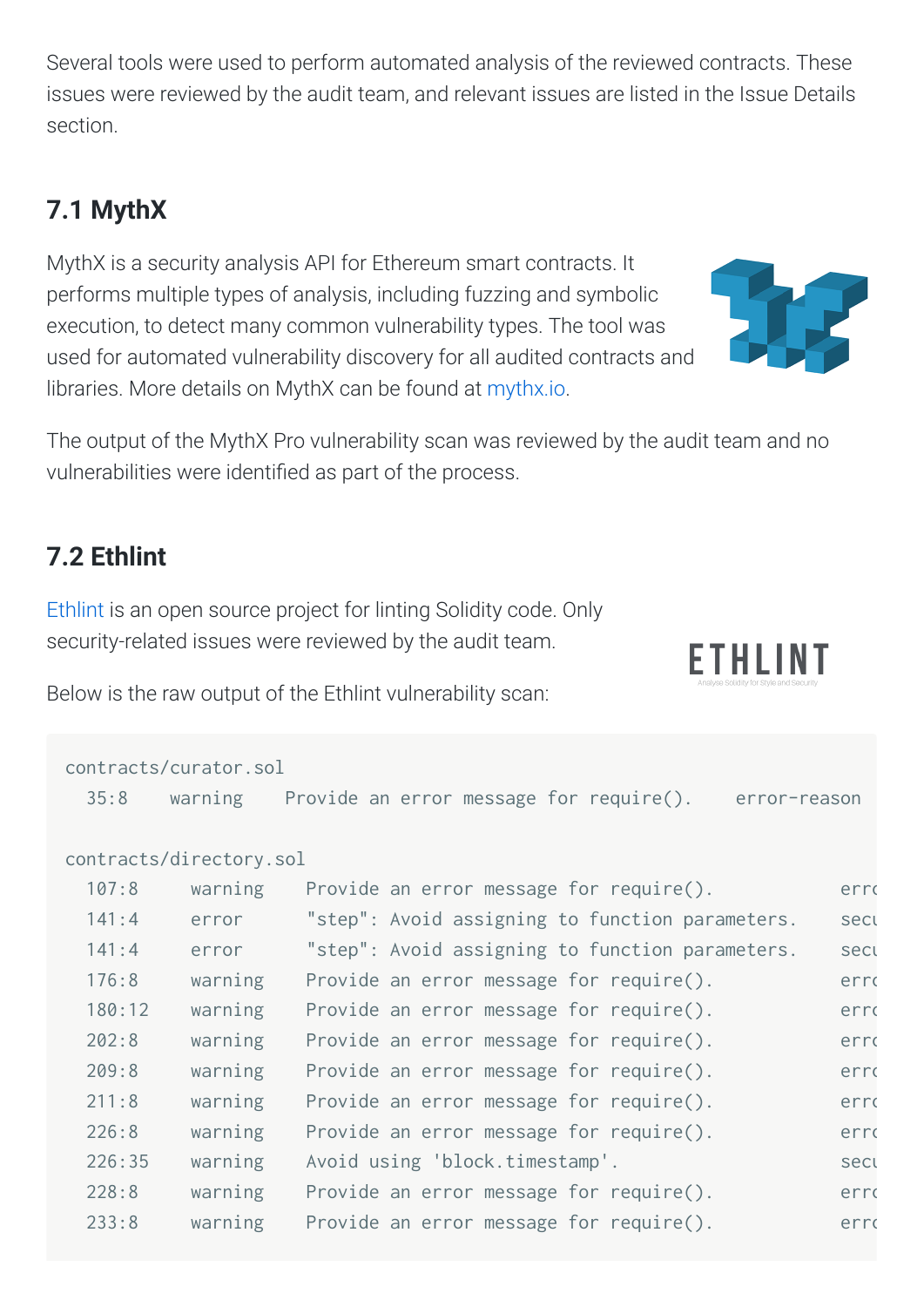Several tools were used to perform automated analysis of the reviewed contracts. These issues were reviewed by the audit team, and relevant issues are listed in the Issue Details section.

## 7.1 MythX

MythX is a security analysis API for Ethereum smart contracts. It performs multiple types of analysis, including fuzzing and symbolic execution, to detect many common vulnerability types. The tool was used for automated vulnerability discovery for all audited contracts and libraries. More details on MythX can be found at mythx.io.

The output of the MythX Pro vulnerability scan was reviewed by the audit team and no vulnerabilities were identified as part of the process.

## 7.2 Ethlint

Ethlint is an open source project for linting Solidity code. Only security-related issues were reviewed by the audit team.

Below is the raw output of the Ethlint vulnerability scan:

```
contracts/curator.sol
  35:8    warning    Provide an error message for require().    error-reason

contracts/directory.sol
  107:8      warning    Provide an error message for require().         erro
  141:4      error      "step": Avoid assigning to function parameters.    secu
  141:4      error      "step": Avoid assigning to function parameters.    secu
  176:8      warning    Provide an error message for require().         erro
  180:12     warning    Provide an error message for require().         erro
  202:8      warning    Provide an error message for require().         erro
  209:8      warning    Provide an error message for require().         erro
  211:8      warning    Provide an error message for require().         erro
  226:8      warning    Provide an error message for require().         erro
  226:35     warning    Avoid using 'block.timestamp'.                  secu
  228:8      warning    Provide an error message for require().         erro
  233:8      warning    Provide an error message for require().         erro
```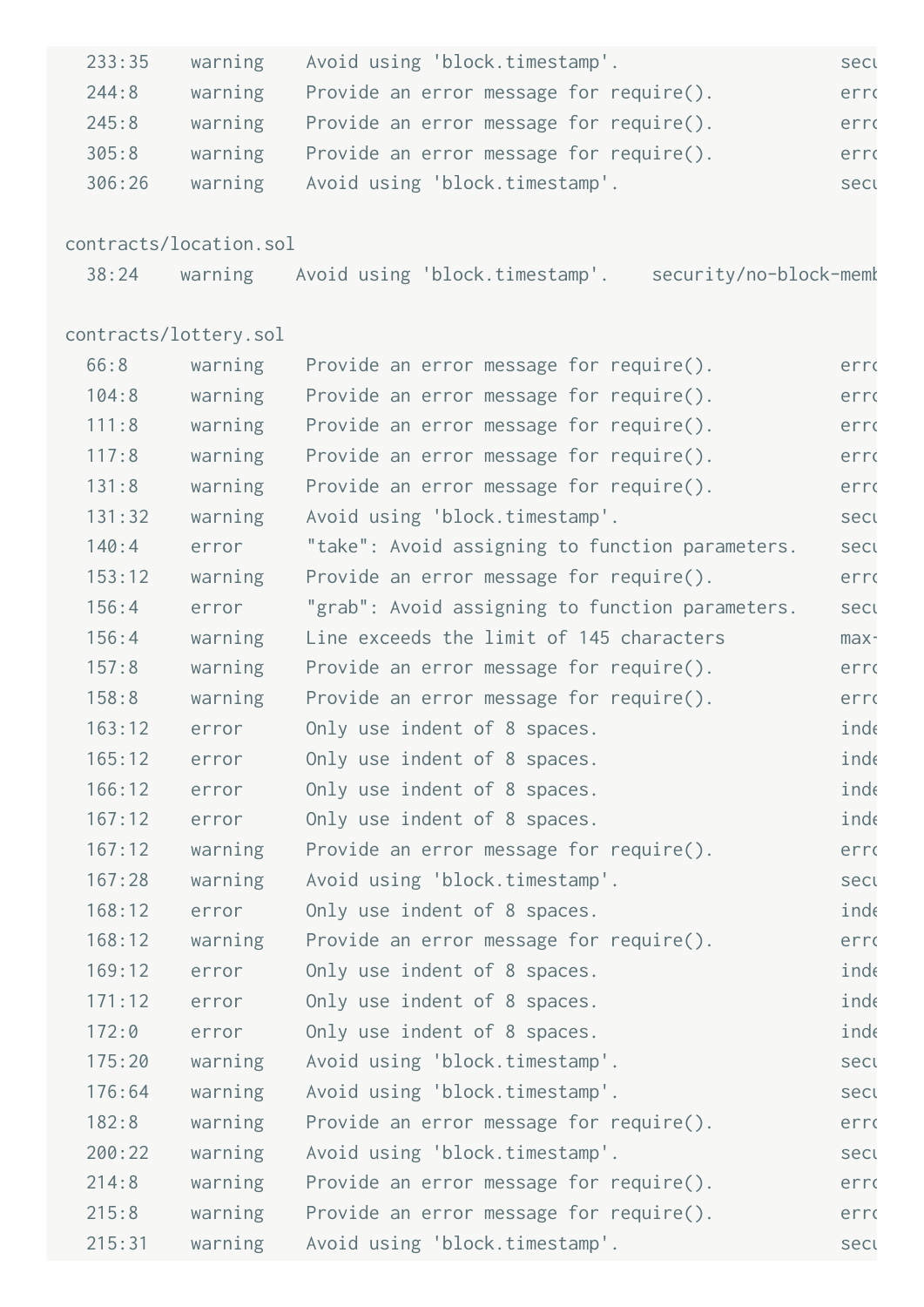```
  233:35    warning    Avoid using 'block.timestamp'.                 secu
  244:8     warning    Provide an error message for require().        erro
  245:8     warning    Provide an error message for require().        erro
  305:8     warning    Provide an error message for require().        erro
  306:26    warning    Avoid using 'block.timestamp'.                 secu

contracts/location.sol
  38:24    warning    Avoid using 'block.timestamp'.    security/no-block-memb

contracts/lottery.sol
  66:8      warning    Provide an error message for require().        erro
  104:8     warning    Provide an error message for require().        erro
  111:8     warning    Provide an error message for require().        erro
  117:8     warning    Provide an error message for require().        erro
  131:8     warning    Provide an error message for require().        erro
  131:32    warning    Avoid using 'block.timestamp'.                 secu
  140:4     error      "take": Avoid assigning to function parameters.    secu
  153:12    warning    Provide an error message for require().        erro
  156:4     error      "grab": Avoid assigning to function parameters.    secu
  156:4     warning    Line exceeds the limit of 145 characters       max-
  157:8     warning    Provide an error message for require().        erro
  158:8     warning    Provide an error message for require().        erro
  163:12    error      Only use indent of 8 spaces.                   inde
  165:12    error      Only use indent of 8 spaces.                   inde
  166:12    error      Only use indent of 8 spaces.                   inde
  167:12    error      Only use indent of 8 spaces.                   inde
  167:12    warning    Provide an error message for require().        erro
  167:28    warning    Avoid using 'block.timestamp'.                 secu
  168:12    error      Only use indent of 8 spaces.                   inde
  168:12    warning    Provide an error message for require().        erro
  169:12    error      Only use indent of 8 spaces.                   inde
  171:12    error      Only use indent of 8 spaces.                   inde
  172:0     error      Only use indent of 8 spaces.                   inde
  175:20    warning    Avoid using 'block.timestamp'.                 secu
  176:64    warning    Avoid using 'block.timestamp'.                 secu
  182:8     warning    Provide an error message for require().        erro
  200:22    warning    Avoid using 'block.timestamp'.                 secu
  214:8     warning    Provide an error message for require().        erro
  215:8     warning    Provide an error message for require().        erro
  215:31    warning    Avoid using 'block.timestamp'.                 secu
```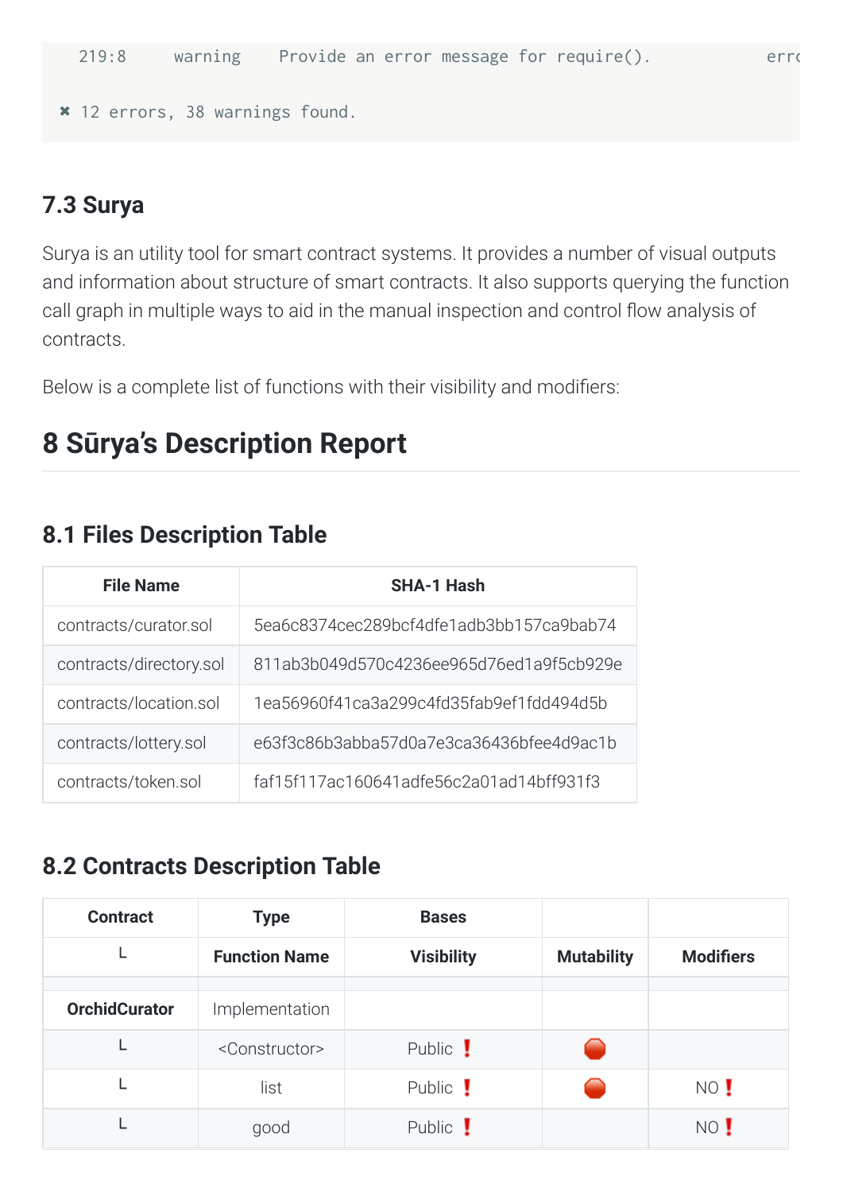```
  219:8     warning    Provide an error message for require().          err

✖ 12 errors, 38 warnings found.
```

### 7.3 Surya

Surya is an utility tool for smart contract systems. It provides a number of visual outputs and information about structure of smart contracts. It also supports querying the function call graph in multiple ways to aid in the manual inspection and control flow analysis of contracts.

Below is a complete list of functions with their visibility and modifiers:

## 8 Sūrya's Description Report

### 8.1 Files Description Table

| File Name | SHA-1 Hash |
|---|---|
| contracts/curator.sol | 5ea6c8374cec289bcf4dfe1adb3bb157ca9bab74 |
| contracts/directory.sol | 811ab3b049d570c4236ee965d76ed1a9f5cb929e |
| contracts/location.sol | 1ea56960f41ca3a299c4fd35fab9ef1fdd494d5b |
| contracts/lottery.sol | e63f3c86b3abba57d0a7e3ca36436bfee4d9ac1b |
| contracts/token.sol | faf15f117ac160641adfe56c2a01ad14bff931f3 |

### 8.2 Contracts Description Table

| Contract | Type | Bases | | |
|---|---|---|---|---|
| L | **Function Name** | **Visibility** | **Mutability** | **Modifiers** |
| | | | | |
| **OrchidCurator** | Implementation | | | |
| L | <Constructor> | Public ❗️ | 🛑 | |
| L | list | Public ❗️ | 🛑 | NO ❗️ |
| L | good | Public ❗️ | | NO ❗️ |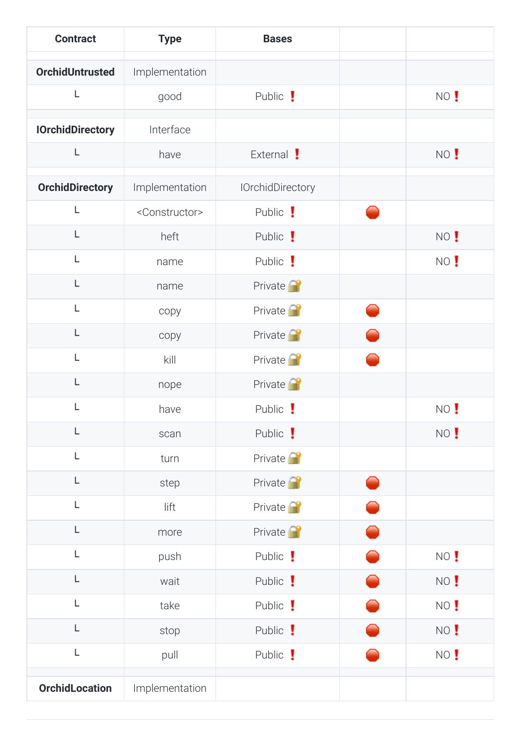| Contract | Type | Bases | | |
|---|---|---|---|---|
| | | | | |
| **OrchidUntrusted** | Implementation | | | |
| └ | good | Public ❗️ | | NO❗️ |
| | | | | |
| **IOrchidDirectory** | Interface | | | |
| └ | have | External ❗️ | | NO❗️ |
| | | | | |
| **OrchidDirectory** | Implementation | IOrchidDirectory | | |
| └ | <Constructor> | Public ❗️ | 🛑 | |
| └ | heft | Public ❗️ | | NO❗️ |
| └ | name | Public ❗️ | | NO❗️ |
| └ | name | Private 🔐 | | |
| └ | copy | Private 🔐 | 🛑 | |
| └ | copy | Private 🔐 | 🛑 | |
| └ | kill | Private 🔐 | 🛑 | |
| └ | nope | Private 🔐 | | |
| └ | have | Public ❗️ | | NO❗️ |
| └ | scan | Public ❗️ | | NO❗️ |
| └ | turn | Private 🔐 | | |
| └ | step | Private 🔐 | 🛑 | |
| └ | lift | Private 🔐 | 🛑 | |
| └ | more | Private 🔐 | 🛑 | |
| └ | push | Public ❗️ | 🛑 | NO❗️ |
| └ | wait | Public ❗️ | 🛑 | NO❗️ |
| └ | take | Public ❗️ | 🛑 | NO❗️ |
| └ | stop | Public ❗️ | 🛑 | NO❗️ |
| └ | pull | Public ❗️ | 🛑 | NO❗️ |
| | | | | |
| **OrchidLocation** | Implementation | | | |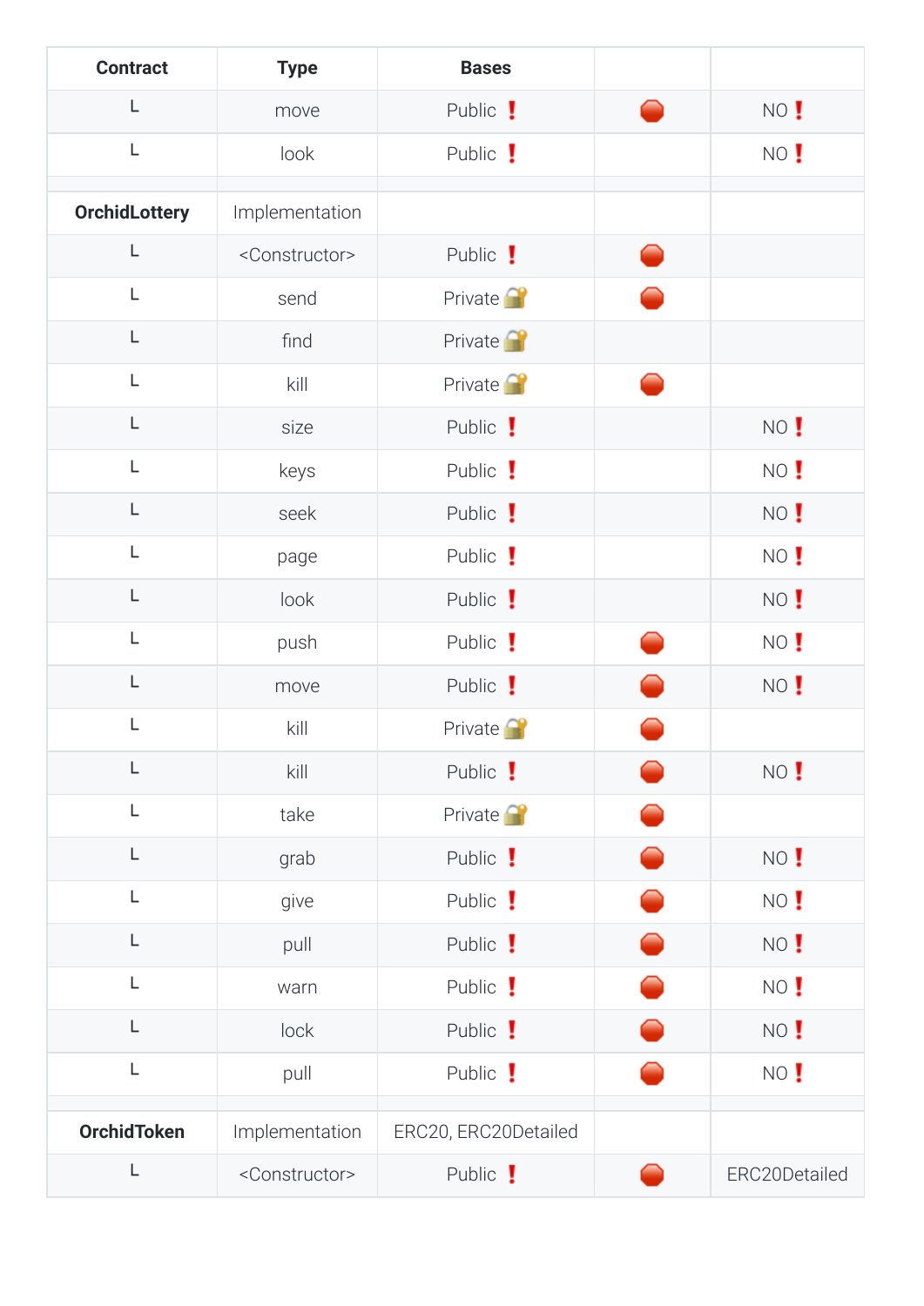| Contract | Type | Bases | | |
|---|---|---|---|---|
| └ | move | Public ❗️ | 🛑 | NO❗️ |
| └ | look | Public ❗️ | | NO❗️ |
| | | | | |
| **OrchidLottery** | Implementation | | | |
| └ | <Constructor> | Public ❗️ | 🛑 | |
| └ | send | Private 🔐 | 🛑 | |
| └ | find | Private 🔐 | | |
| └ | kill | Private 🔐 | 🛑 | |
| └ | size | Public ❗️ | | NO❗️ |
| └ | keys | Public ❗️ | | NO❗️ |
| └ | seek | Public ❗️ | | NO❗️ |
| └ | page | Public ❗️ | | NO❗️ |
| └ | look | Public ❗️ | | NO❗️ |
| └ | push | Public ❗️ | 🛑 | NO❗️ |
| └ | move | Public ❗️ | 🛑 | NO❗️ |
| └ | kill | Private 🔐 | 🛑 | |
| └ | kill | Public ❗️ | 🛑 | NO❗️ |
| └ | take | Private 🔐 | 🛑 | |
| └ | grab | Public ❗️ | 🛑 | NO❗️ |
| └ | give | Public ❗️ | 🛑 | NO❗️ |
| └ | pull | Public ❗️ | 🛑 | NO❗️ |
| └ | warn | Public ❗️ | 🛑 | NO❗️ |
| └ | lock | Public ❗️ | 🛑 | NO❗️ |
| └ | pull | Public ❗️ | 🛑 | NO❗️ |
| | | | | |
| **OrchidToken** | Implementation | ERC20, ERC20Detailed | | |
| └ | <Constructor> | Public ❗️ | 🛑 | ERC20Detailed |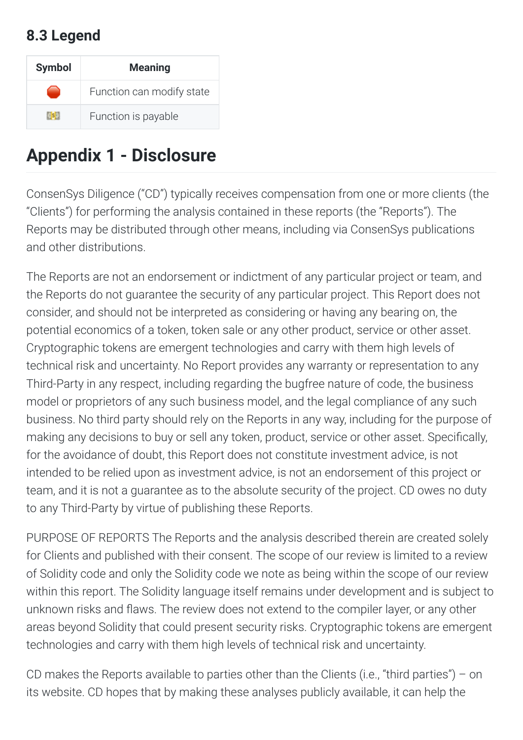### 8.3 Legend

| Symbol | Meaning |
| --- | --- |
| 🛑 | Function can modify state |
| 💵 | Function is payable |

## Appendix 1 - Disclosure

ConsenSys Diligence ("CD") typically receives compensation from one or more clients (the "Clients") for performing the analysis contained in these reports (the "Reports"). The Reports may be distributed through other means, including via ConsenSys publications and other distributions.

The Reports are not an endorsement or indictment of any particular project or team, and the Reports do not guarantee the security of any particular project. This Report does not consider, and should not be interpreted as considering or having any bearing on, the potential economics of a token, token sale or any other product, service or other asset. Cryptographic tokens are emergent technologies and carry with them high levels of technical risk and uncertainty. No Report provides any warranty or representation to any Third-Party in any respect, including regarding the bugfree nature of code, the business model or proprietors of any such business model, and the legal compliance of any such business. No third party should rely on the Reports in any way, including for the purpose of making any decisions to buy or sell any token, product, service or other asset. Specifically, for the avoidance of doubt, this Report does not constitute investment advice, is not intended to be relied upon as investment advice, is not an endorsement of this project or team, and it is not a guarantee as to the absolute security of the project. CD owes no duty to any Third-Party by virtue of publishing these Reports.

PURPOSE OF REPORTS The Reports and the analysis described therein are created solely for Clients and published with their consent. The scope of our review is limited to a review of Solidity code and only the Solidity code we note as being within the scope of our review within this report. The Solidity language itself remains under development and is subject to unknown risks and flaws. The review does not extend to the compiler layer, or any other areas beyond Solidity that could present security risks. Cryptographic tokens are emergent technologies and carry with them high levels of technical risk and uncertainty.

CD makes the Reports available to parties other than the Clients (i.e., "third parties") – on its website. CD hopes that by making these analyses publicly available, it can help the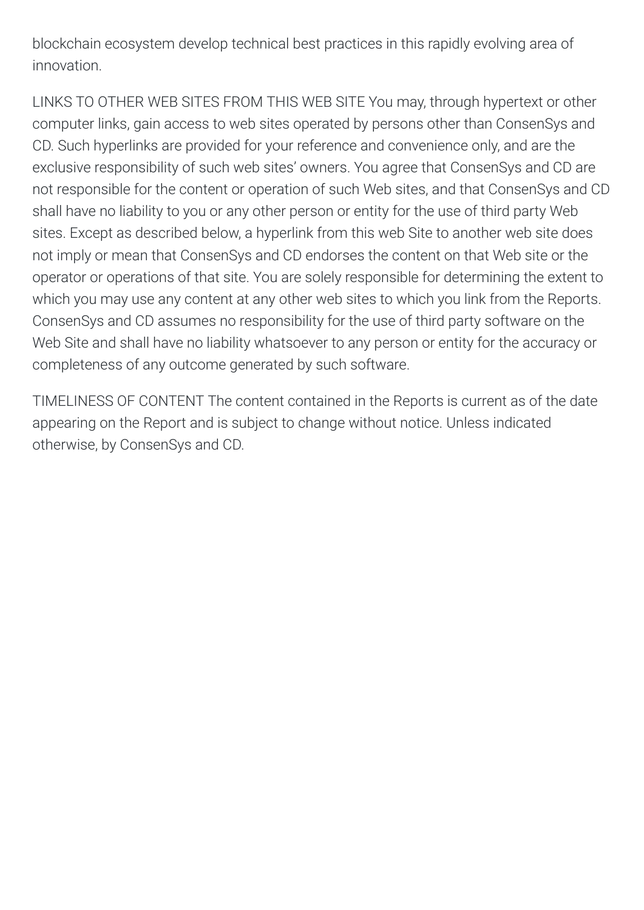blockchain ecosystem develop technical best practices in this rapidly evolving area of innovation.

LINKS TO OTHER WEB SITES FROM THIS WEB SITE You may, through hypertext or other computer links, gain access to web sites operated by persons other than ConsenSys and CD. Such hyperlinks are provided for your reference and convenience only, and are the exclusive responsibility of such web sites' owners. You agree that ConsenSys and CD are not responsible for the content or operation of such Web sites, and that ConsenSys and CD shall have no liability to you or any other person or entity for the use of third party Web sites. Except as described below, a hyperlink from this web Site to another web site does not imply or mean that ConsenSys and CD endorses the content on that Web site or the operator or operations of that site. You are solely responsible for determining the extent to which you may use any content at any other web sites to which you link from the Reports. ConsenSys and CD assumes no responsibility for the use of third party software on the Web Site and shall have no liability whatsoever to any person or entity for the accuracy or completeness of any outcome generated by such software.

TIMELINESS OF CONTENT The content contained in the Reports is current as of the date appearing on the Report and is subject to change without notice. Unless indicated otherwise, by ConsenSys and CD.